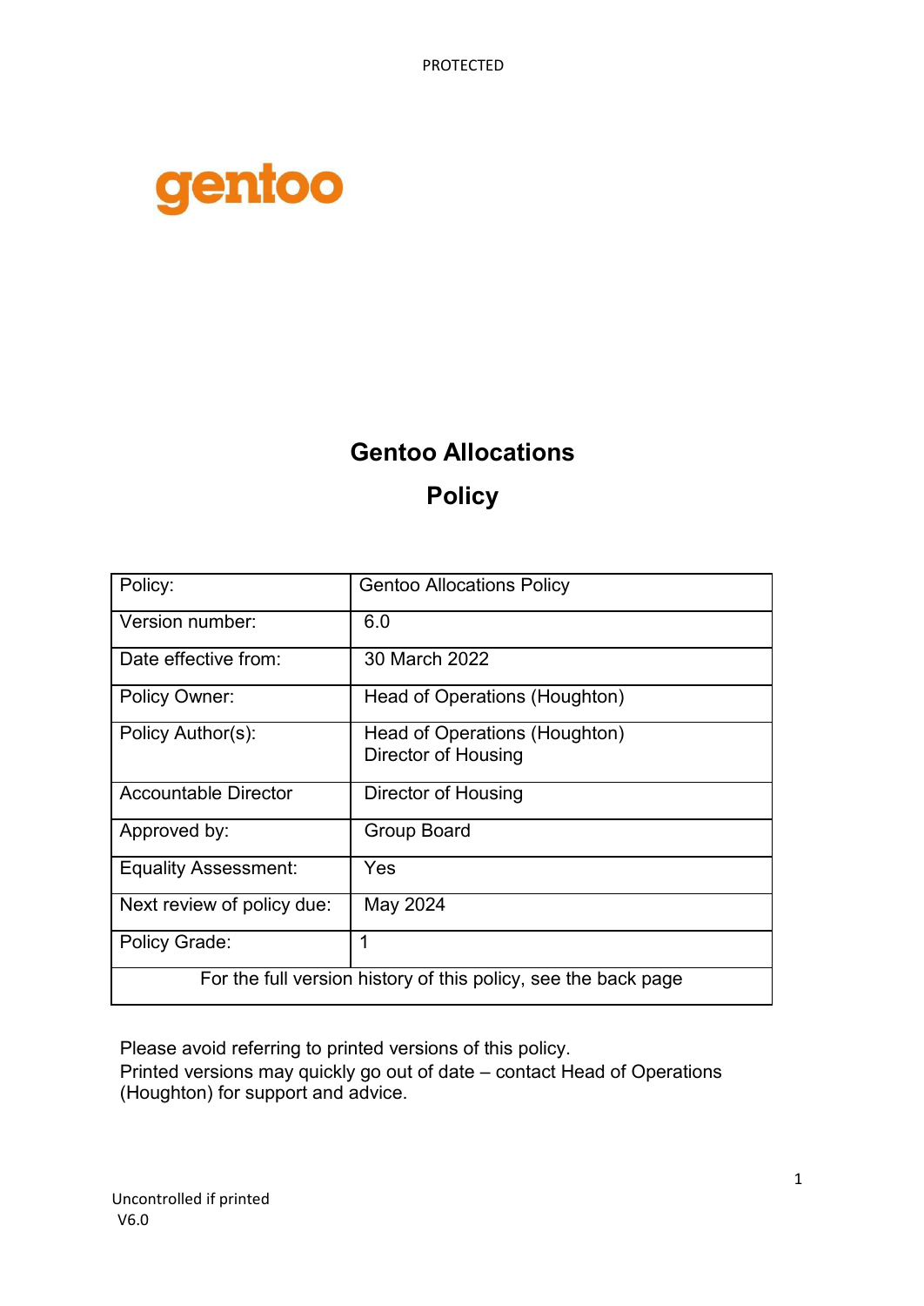PROTECTED

gentoo

# Gentoo Allocations Policy

| Policy: | Gentoo Allocations Policy |
|---|---|
| Version number: | 6.0 |
| Date effective from: | 30 March 2022 |
| Policy Owner: | Head of Operations (Houghton) |
| Policy Author(s): | Head of Operations (Houghton)<br>Director of Housing |
| Accountable Director | Director of Housing |
| Approved by: | Group Board |
| Equality Assessment: | Yes |
| Next review of policy due: | May 2024 |
| Policy Grade: | 1 |
| For the full version history of this policy, see the back page | |

Please avoid referring to printed versions of this policy.
Printed versions may quickly go out of date – contact Head of Operations (Houghton) for support and advice.

Uncontrolled if printed
V6.0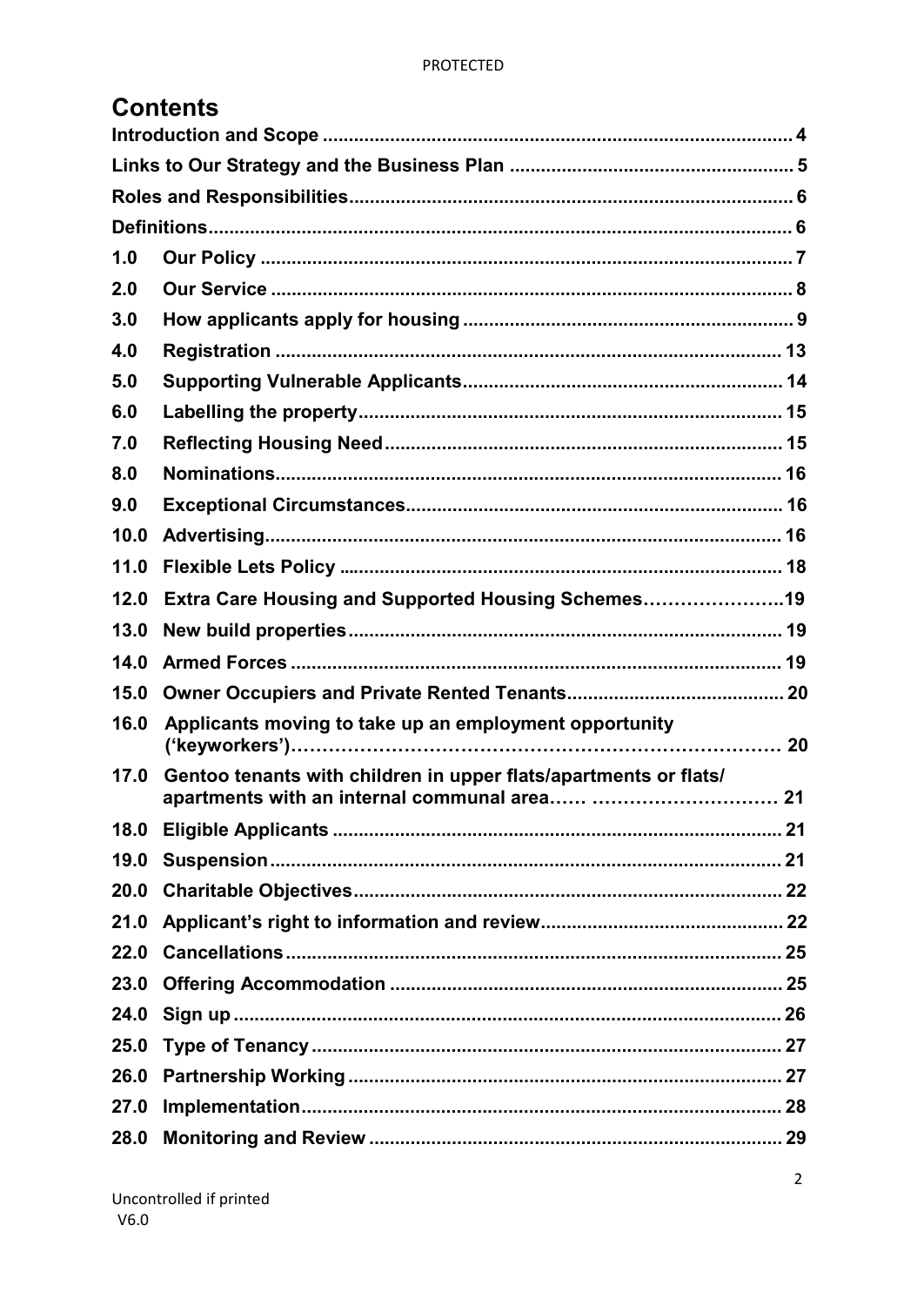# Contents

| | | |
|---|---|---|
| **Introduction and Scope** | | **4** |
| **Links to Our Strategy and the Business Plan** | | **5** |
| **Roles and Responsibilities** | | **6** |
| **Definitions** | | **6** |
| **1.0** | **Our Policy** | **7** |
| **2.0** | **Our Service** | **8** |
| **3.0** | **How applicants apply for housing** | **9** |
| **4.0** | **Registration** | **13** |
| **5.0** | **Supporting Vulnerable Applicants** | **14** |
| **6.0** | **Labelling the property** | **15** |
| **7.0** | **Reflecting Housing Need** | **15** |
| **8.0** | **Nominations** | **16** |
| **9.0** | **Exceptional Circumstances** | **16** |
| **10.0** | **Advertising** | **16** |
| **11.0** | **Flexible Lets Policy** | **18** |
| **12.0** | **Extra Care Housing and Supported Housing Schemes** | **19** |
| **13.0** | **New build properties** | **19** |
| **14.0** | **Armed Forces** | **19** |
| **15.0** | **Owner Occupiers and Private Rented Tenants** | **20** |
| **16.0** | **Applicants moving to take up an employment opportunity ('keyworkers')** | **20** |
| **17.0** | **Gentoo tenants with children in upper flats/apartments or flats/ apartments with an internal communal area** | **21** |
| **18.0** | **Eligible Applicants** | **21** |
| **19.0** | **Suspension** | **21** |
| **20.0** | **Charitable Objectives** | **22** |
| **21.0** | **Applicant's right to information and review** | **22** |
| **22.0** | **Cancellations** | **25** |
| **23.0** | **Offering Accommodation** | **25** |
| **24.0** | **Sign up** | **26** |
| **25.0** | **Type of Tenancy** | **27** |
| **26.0** | **Partnership Working** | **27** |
| **27.0** | **Implementation** | **28** |
| **28.0** | **Monitoring and Review** | **29** |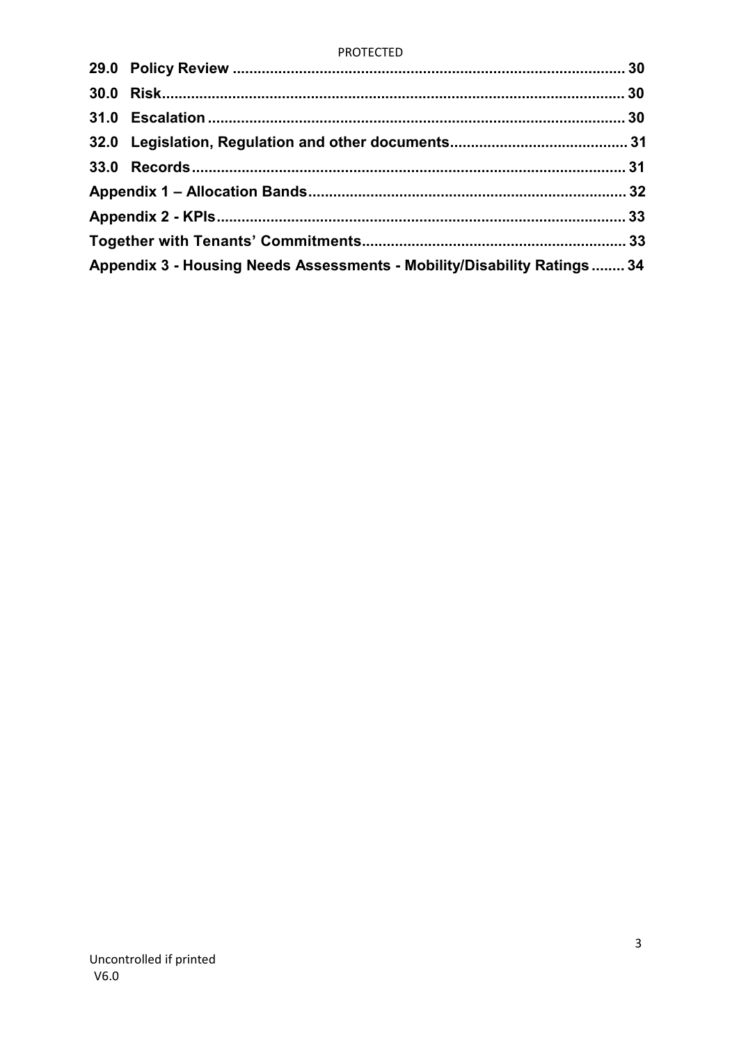| | |
|---|---|
| **29.0 Policy Review** | **30** |
| **30.0 Risk** | **30** |
| **31.0 Escalation** | **30** |
| **32.0 Legislation, Regulation and other documents** | **31** |
| **33.0 Records** | **31** |
| **Appendix 1 – Allocation Bands** | **32** |
| **Appendix 2 - KPIs** | **33** |
| **Together with Tenants' Commitments** | **33** |
| **Appendix 3 - Housing Needs Assessments - Mobility/Disability Ratings** | **34** |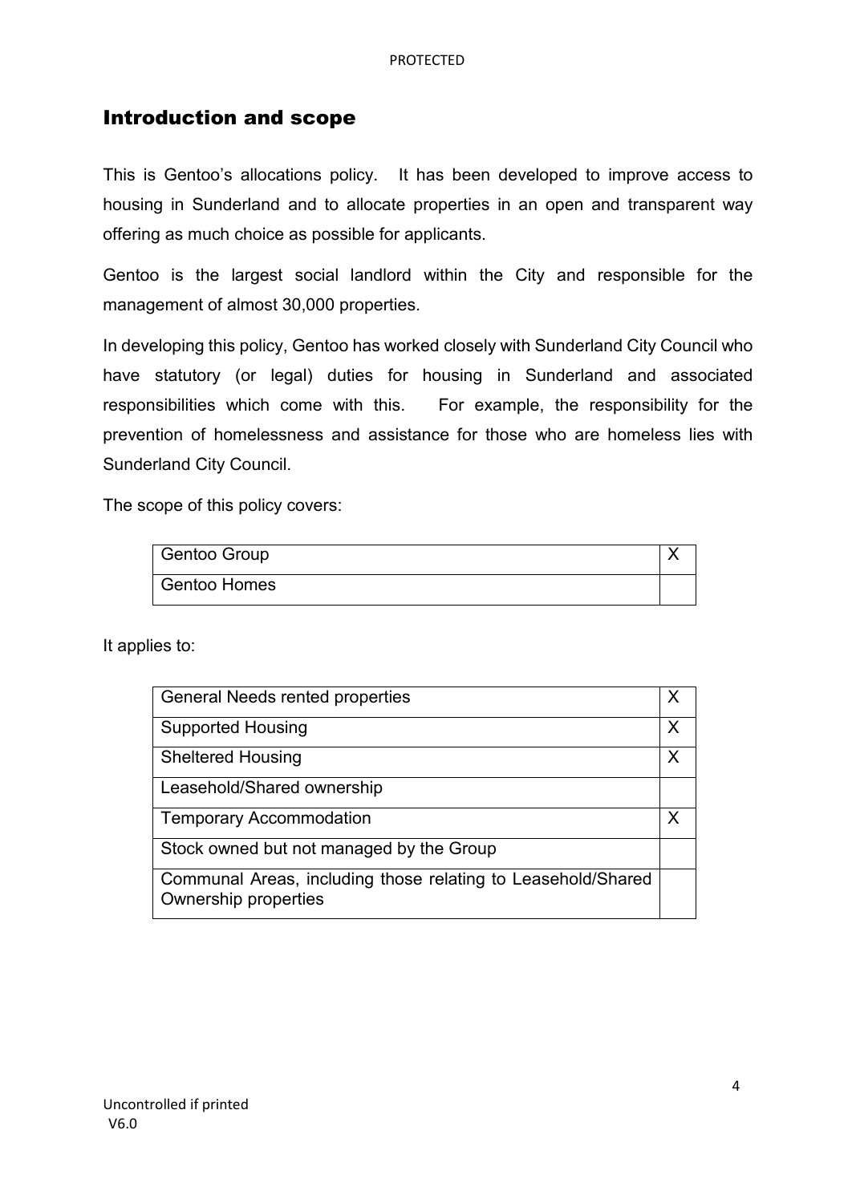## Introduction and scope

This is Gentoo's allocations policy. It has been developed to improve access to housing in Sunderland and to allocate properties in an open and transparent way offering as much choice as possible for applicants.

Gentoo is the largest social landlord within the City and responsible for the management of almost 30,000 properties.

In developing this policy, Gentoo has worked closely with Sunderland City Council who have statutory (or legal) duties for housing in Sunderland and associated responsibilities which come with this. For example, the responsibility for the prevention of homelessness and assistance for those who are homeless lies with Sunderland City Council.

The scope of this policy covers:

| | |
|---|---|
| Gentoo Group | X |
| Gentoo Homes | |

It applies to:

| | |
|---|---|
| General Needs rented properties | X |
| Supported Housing | X |
| Sheltered Housing | X |
| Leasehold/Shared ownership | |
| Temporary Accommodation | X |
| Stock owned but not managed by the Group | |
| Communal Areas, including those relating to Leasehold/Shared Ownership properties | |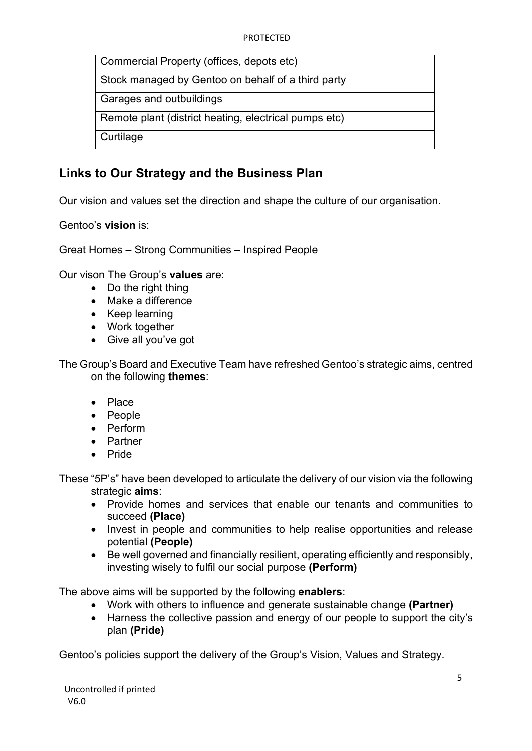| | |
|---|---|
| Commercial Property (offices, depots etc) | |
| Stock managed by Gentoo on behalf of a third party | |
| Garages and outbuildings | |
| Remote plant (district heating, electrical pumps etc) | |
| Curtilage | |

## Links to Our Strategy and the Business Plan

Our vision and values set the direction and shape the culture of our organisation.

Gentoo's **vision** is:

Great Homes – Strong Communities – Inspired People

Our vison The Group's **values** are:

- Do the right thing
- Make a difference
- Keep learning
- Work together
- Give all you've got

The Group's Board and Executive Team have refreshed Gentoo's strategic aims, centred on the following **themes**:

- Place
- People
- Perform
- Partner
- Pride

These "5P's" have been developed to articulate the delivery of our vision via the following strategic **aims**:

- Provide homes and services that enable our tenants and communities to succeed **(Place)**
- Invest in people and communities to help realise opportunities and release potential **(People)**
- Be well governed and financially resilient, operating efficiently and responsibly, investing wisely to fulfil our social purpose **(Perform)**

The above aims will be supported by the following **enablers**:

- Work with others to influence and generate sustainable change **(Partner)**
- Harness the collective passion and energy of our people to support the city's plan **(Pride)**

Gentoo's policies support the delivery of the Group's Vision, Values and Strategy.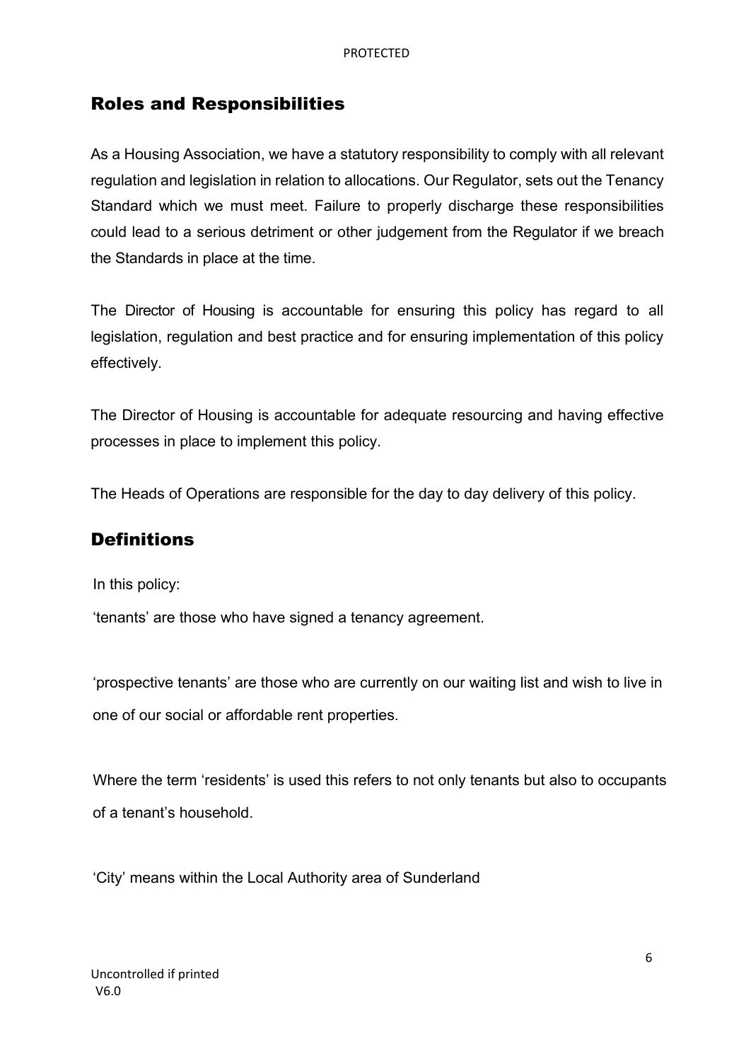## Roles and Responsibilities

As a Housing Association, we have a statutory responsibility to comply with all relevant regulation and legislation in relation to allocations. Our Regulator, sets out the Tenancy Standard which we must meet. Failure to properly discharge these responsibilities could lead to a serious detriment or other judgement from the Regulator if we breach the Standards in place at the time.

The Director of Housing is accountable for ensuring this policy has regard to all legislation, regulation and best practice and for ensuring implementation of this policy effectively.

The Director of Housing is accountable for adequate resourcing and having effective processes in place to implement this policy.

The Heads of Operations are responsible for the day to day delivery of this policy.

## Definitions

In this policy:

'tenants' are those who have signed a tenancy agreement.

'prospective tenants' are those who are currently on our waiting list and wish to live in one of our social or affordable rent properties.

Where the term 'residents' is used this refers to not only tenants but also to occupants of a tenant's household.

'City' means within the Local Authority area of Sunderland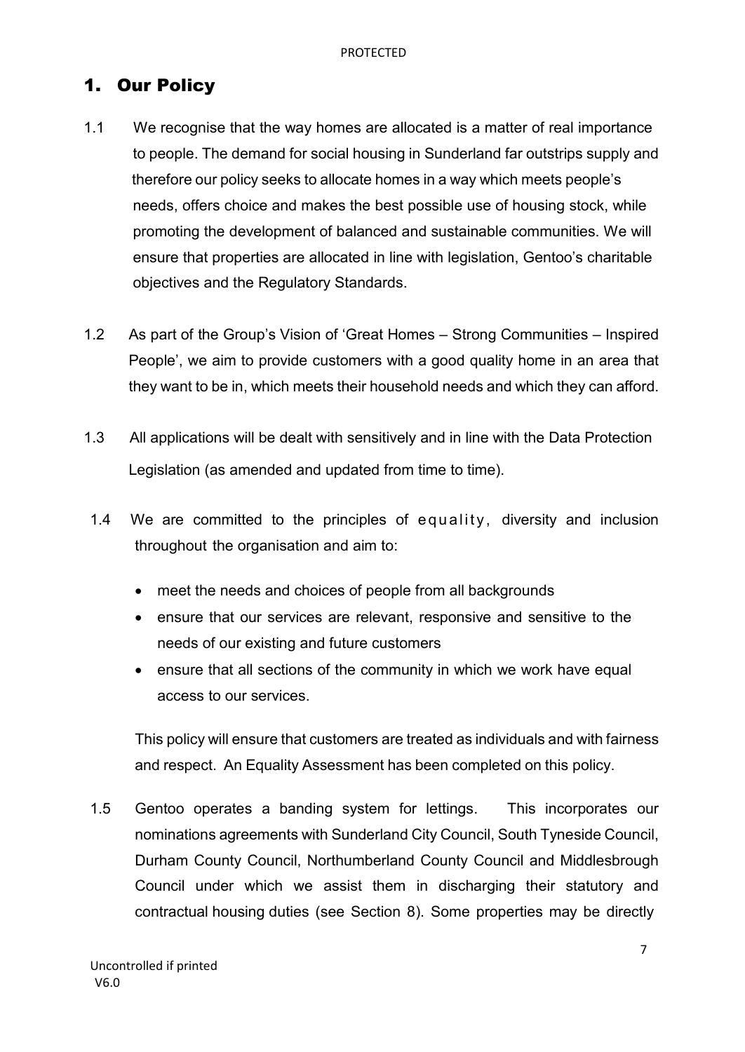# 1. Our Policy

1.1 We recognise that the way homes are allocated is a matter of real importance to people. The demand for social housing in Sunderland far outstrips supply and therefore our policy seeks to allocate homes in a way which meets people's needs, offers choice and makes the best possible use of housing stock, while promoting the development of balanced and sustainable communities. We will ensure that properties are allocated in line with legislation, Gentoo's charitable objectives and the Regulatory Standards.

1.2 As part of the Group's Vision of 'Great Homes – Strong Communities – Inspired People', we aim to provide customers with a good quality home in an area that they want to be in, which meets their household needs and which they can afford.

1.3 All applications will be dealt with sensitively and in line with the Data Protection Legislation (as amended and updated from time to time).

1.4 We are committed to the principles of equality, diversity and inclusion throughout the organisation and aim to:

- meet the needs and choices of people from all backgrounds
- ensure that our services are relevant, responsive and sensitive to the needs of our existing and future customers
- ensure that all sections of the community in which we work have equal access to our services.

This policy will ensure that customers are treated as individuals and with fairness and respect. An Equality Assessment has been completed on this policy.

1.5 Gentoo operates a banding system for lettings. This incorporates our nominations agreements with Sunderland City Council, South Tyneside Council, Durham County Council, Northumberland County Council and Middlesbrough Council under which we assist them in discharging their statutory and contractual housing duties (see Section 8). Some properties may be directly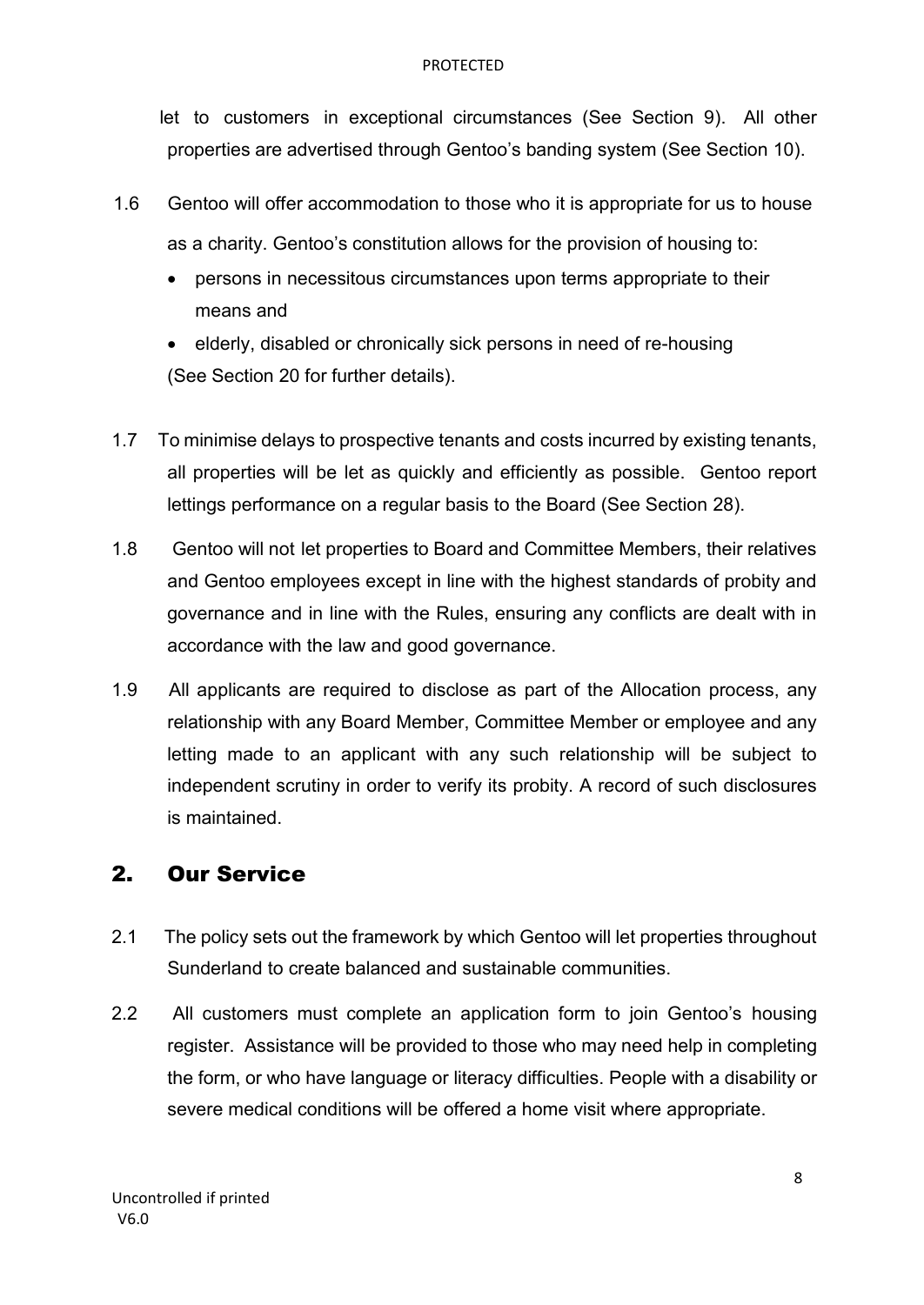let to customers in exceptional circumstances (See Section 9). All other properties are advertised through Gentoo's banding system (See Section 10).

1.6 Gentoo will offer accommodation to those who it is appropriate for us to house as a charity. Gentoo's constitution allows for the provision of housing to:

- persons in necessitous circumstances upon terms appropriate to their means and
- elderly, disabled or chronically sick persons in need of re-housing

(See Section 20 for further details).

1.7 To minimise delays to prospective tenants and costs incurred by existing tenants, all properties will be let as quickly and efficiently as possible. Gentoo report lettings performance on a regular basis to the Board (See Section 28).

1.8 Gentoo will not let properties to Board and Committee Members, their relatives and Gentoo employees except in line with the highest standards of probity and governance and in line with the Rules, ensuring any conflicts are dealt with in accordance with the law and good governance.

1.9 All applicants are required to disclose as part of the Allocation process, any relationship with any Board Member, Committee Member or employee and any letting made to an applicant with any such relationship will be subject to independent scrutiny in order to verify its probity. A record of such disclosures is maintained.

## 2. Our Service

2.1 The policy sets out the framework by which Gentoo will let properties throughout Sunderland to create balanced and sustainable communities.

2.2 All customers must complete an application form to join Gentoo's housing register. Assistance will be provided to those who may need help in completing the form, or who have language or literacy difficulties. People with a disability or severe medical conditions will be offered a home visit where appropriate.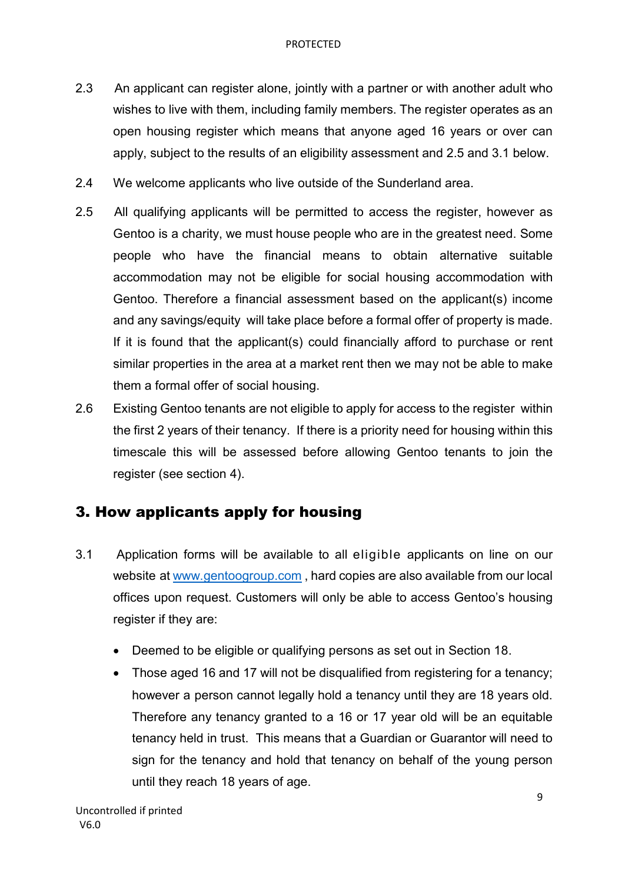2.3 An applicant can register alone, jointly with a partner or with another adult who wishes to live with them, including family members. The register operates as an open housing register which means that anyone aged 16 years or over can apply, subject to the results of an eligibility assessment and 2.5 and 3.1 below.

2.4 We welcome applicants who live outside of the Sunderland area.

2.5 All qualifying applicants will be permitted to access the register, however as Gentoo is a charity, we must house people who are in the greatest need. Some people who have the financial means to obtain alternative suitable accommodation may not be eligible for social housing accommodation with Gentoo. Therefore a financial assessment based on the applicant(s) income and any savings/equity will take place before a formal offer of property is made. If it is found that the applicant(s) could financially afford to purchase or rent similar properties in the area at a market rent then we may not be able to make them a formal offer of social housing.

2.6 Existing Gentoo tenants are not eligible to apply for access to the register within the first 2 years of their tenancy. If there is a priority need for housing within this timescale this will be assessed before allowing Gentoo tenants to join the register (see section 4).

## 3. How applicants apply for housing

3.1 Application forms will be available to all eligible applicants on line on our website at www.gentoogroup.com , hard copies are also available from our local offices upon request. Customers will only be able to access Gentoo's housing register if they are:

- Deemed to be eligible or qualifying persons as set out in Section 18.
- Those aged 16 and 17 will not be disqualified from registering for a tenancy; however a person cannot legally hold a tenancy until they are 18 years old. Therefore any tenancy granted to a 16 or 17 year old will be an equitable tenancy held in trust. This means that a Guardian or Guarantor will need to sign for the tenancy and hold that tenancy on behalf of the young person until they reach 18 years of age.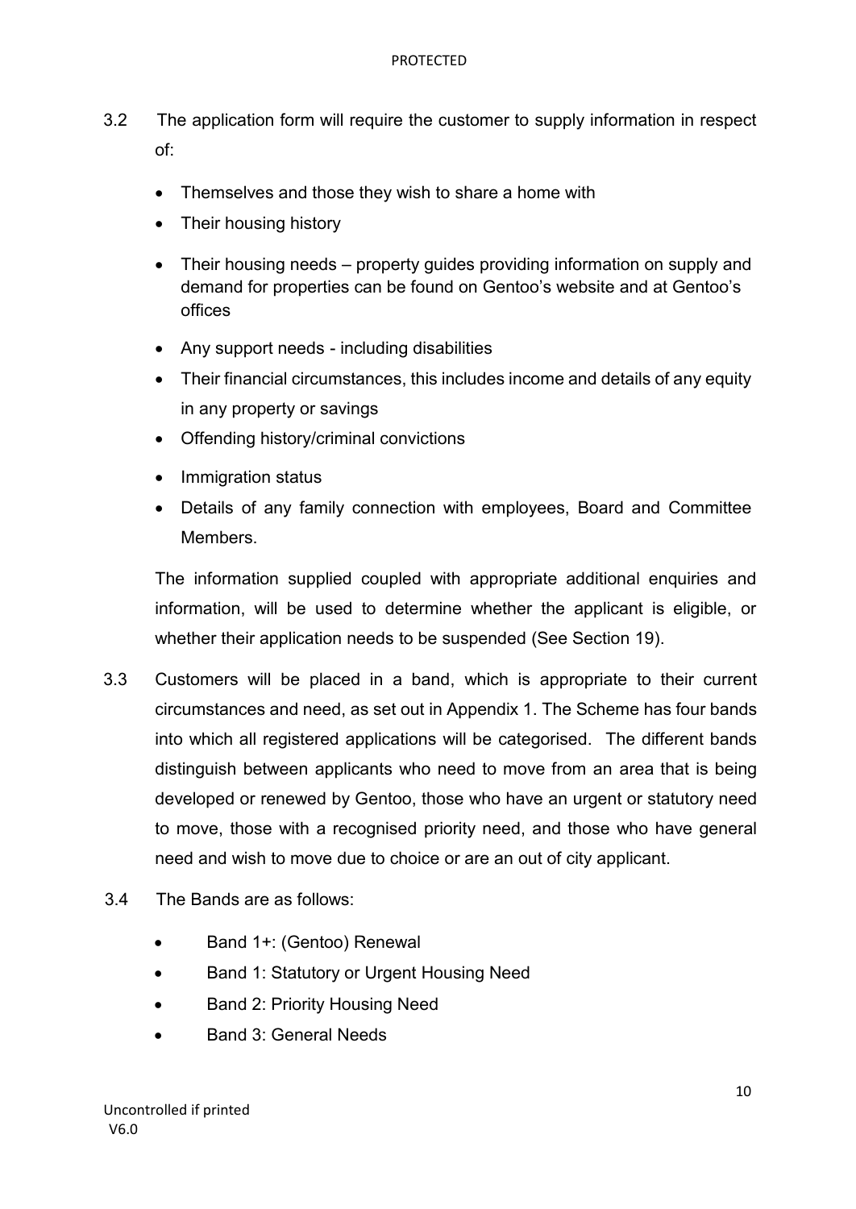3.2 The application form will require the customer to supply information in respect of:

- Themselves and those they wish to share a home with
- Their housing history
- Their housing needs – property guides providing information on supply and demand for properties can be found on Gentoo's website and at Gentoo's offices
- Any support needs - including disabilities
- Their financial circumstances, this includes income and details of any equity in any property or savings
- Offending history/criminal convictions
- Immigration status
- Details of any family connection with employees, Board and Committee Members.

The information supplied coupled with appropriate additional enquiries and information, will be used to determine whether the applicant is eligible, or whether their application needs to be suspended (See Section 19).

3.3 Customers will be placed in a band, which is appropriate to their current circumstances and need, as set out in Appendix 1. The Scheme has four bands into which all registered applications will be categorised. The different bands distinguish between applicants who need to move from an area that is being developed or renewed by Gentoo, those who have an urgent or statutory need to move, those with a recognised priority need, and those who have general need and wish to move due to choice or are an out of city applicant.

3.4 The Bands are as follows:

- Band 1+: (Gentoo) Renewal
- Band 1: Statutory or Urgent Housing Need
- Band 2: Priority Housing Need
- Band 3: General Needs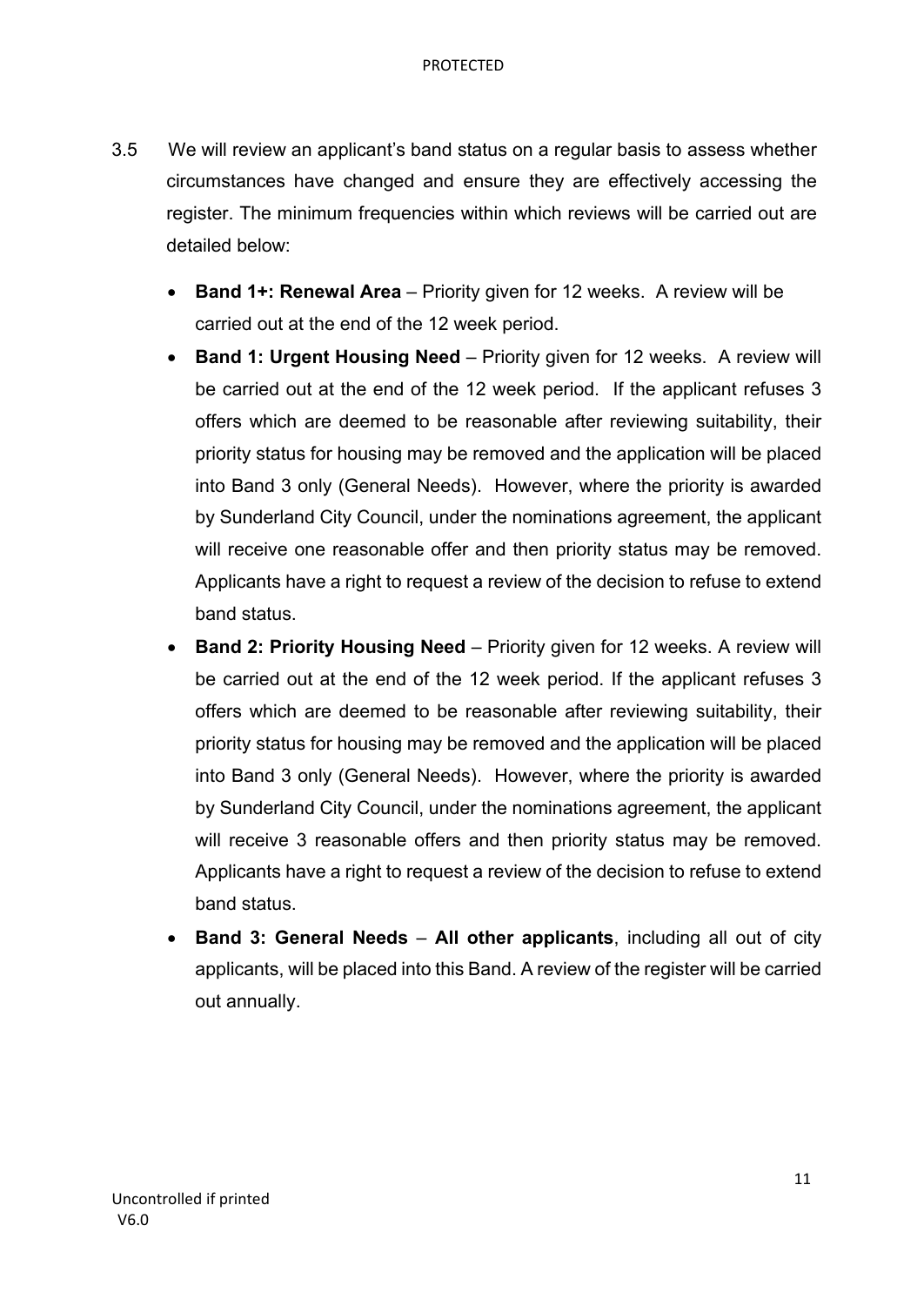3.5 We will review an applicant's band status on a regular basis to assess whether circumstances have changed and ensure they are effectively accessing the register. The minimum frequencies within which reviews will be carried out are detailed below:

- **Band 1+: Renewal Area** – Priority given for 12 weeks. A review will be carried out at the end of the 12 week period.
- **Band 1: Urgent Housing Need** – Priority given for 12 weeks. A review will be carried out at the end of the 12 week period. If the applicant refuses 3 offers which are deemed to be reasonable after reviewing suitability, their priority status for housing may be removed and the application will be placed into Band 3 only (General Needs). However, where the priority is awarded by Sunderland City Council, under the nominations agreement, the applicant will receive one reasonable offer and then priority status may be removed. Applicants have a right to request a review of the decision to refuse to extend band status.
- **Band 2: Priority Housing Need** – Priority given for 12 weeks. A review will be carried out at the end of the 12 week period. If the applicant refuses 3 offers which are deemed to be reasonable after reviewing suitability, their priority status for housing may be removed and the application will be placed into Band 3 only (General Needs). However, where the priority is awarded by Sunderland City Council, under the nominations agreement, the applicant will receive 3 reasonable offers and then priority status may be removed. Applicants have a right to request a review of the decision to refuse to extend band status.
- **Band 3: General Needs** – **All other applicants**, including all out of city applicants, will be placed into this Band. A review of the register will be carried out annually.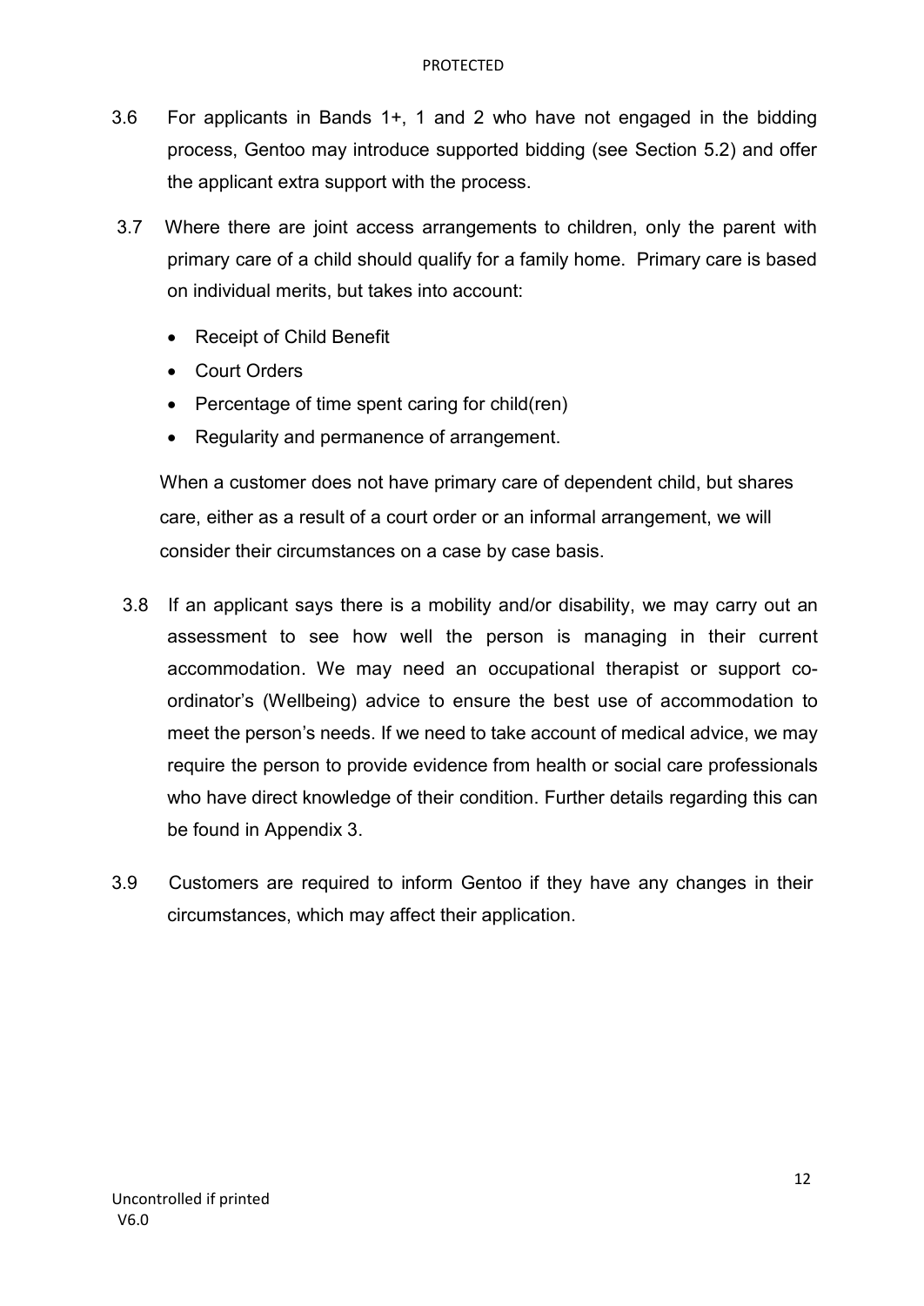3.6 For applicants in Bands 1+, 1 and 2 who have not engaged in the bidding process, Gentoo may introduce supported bidding (see Section 5.2) and offer the applicant extra support with the process.

3.7 Where there are joint access arrangements to children, only the parent with primary care of a child should qualify for a family home. Primary care is based on individual merits, but takes into account:

- Receipt of Child Benefit
- Court Orders
- Percentage of time spent caring for child(ren)
- Regularity and permanence of arrangement.

When a customer does not have primary care of dependent child, but shares care, either as a result of a court order or an informal arrangement, we will consider their circumstances on a case by case basis.

3.8 If an applicant says there is a mobility and/or disability, we may carry out an assessment to see how well the person is managing in their current accommodation. We may need an occupational therapist or support co-ordinator's (Wellbeing) advice to ensure the best use of accommodation to meet the person's needs. If we need to take account of medical advice, we may require the person to provide evidence from health or social care professionals who have direct knowledge of their condition. Further details regarding this can be found in Appendix 3.

3.9 Customers are required to inform Gentoo if they have any changes in their circumstances, which may affect their application.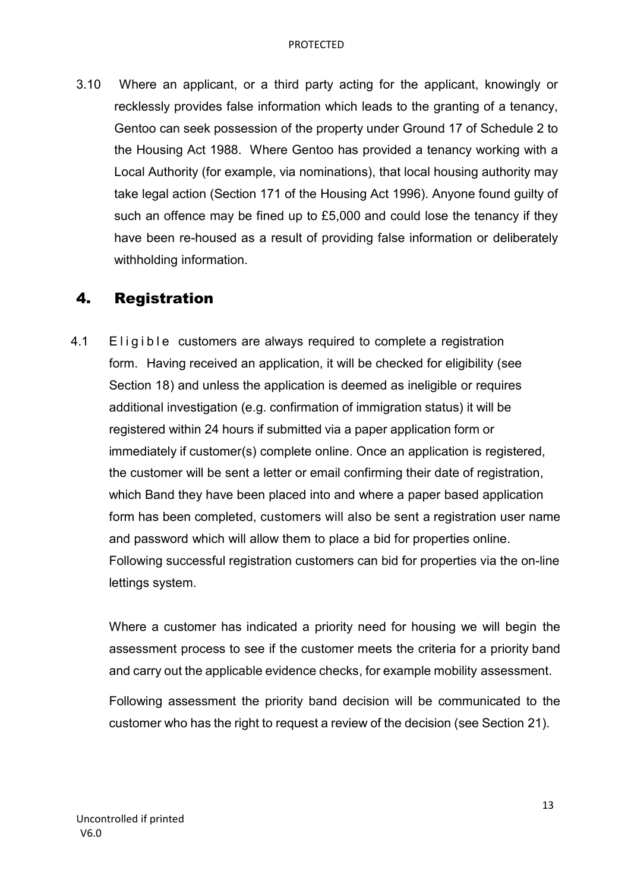3.10 Where an applicant, or a third party acting for the applicant, knowingly or recklessly provides false information which leads to the granting of a tenancy, Gentoo can seek possession of the property under Ground 17 of Schedule 2 to the Housing Act 1988. Where Gentoo has provided a tenancy working with a Local Authority (for example, via nominations), that local housing authority may take legal action (Section 171 of the Housing Act 1996). Anyone found guilty of such an offence may be fined up to £5,000 and could lose the tenancy if they have been re-housed as a result of providing false information or deliberately withholding information.

# 4. Registration

4.1 Eligible customers are always required to complete a registration form. Having received an application, it will be checked for eligibility (see Section 18) and unless the application is deemed as ineligible or requires additional investigation (e.g. confirmation of immigration status) it will be registered within 24 hours if submitted via a paper application form or immediately if customer(s) complete online. Once an application is registered, the customer will be sent a letter or email confirming their date of registration, which Band they have been placed into and where a paper based application form has been completed, customers will also be sent a registration user name and password which will allow them to place a bid for properties online. Following successful registration customers can bid for properties via the on-line lettings system.

Where a customer has indicated a priority need for housing we will begin the assessment process to see if the customer meets the criteria for a priority band and carry out the applicable evidence checks, for example mobility assessment.

Following assessment the priority band decision will be communicated to the customer who has the right to request a review of the decision (see Section 21).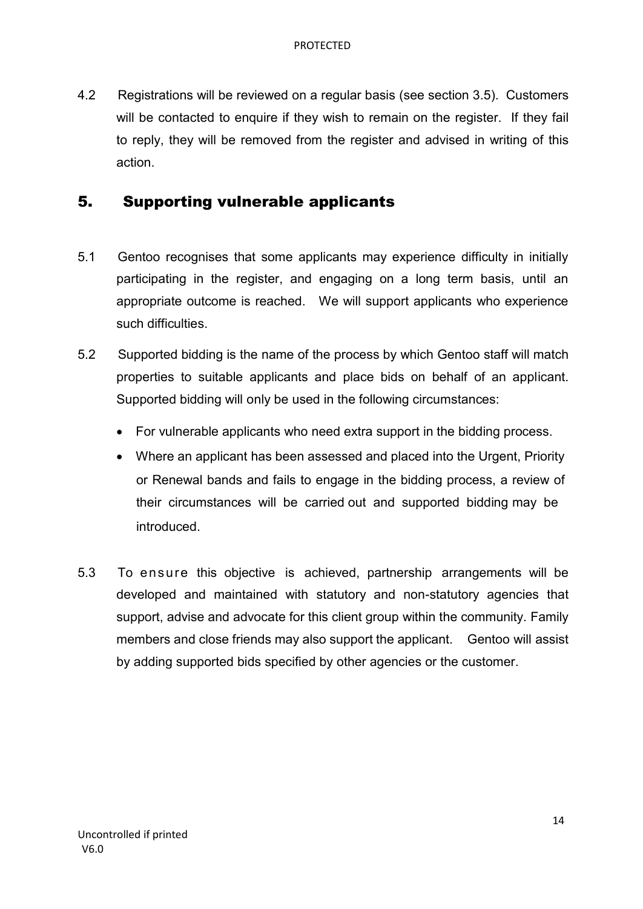4.2 Registrations will be reviewed on a regular basis (see section 3.5). Customers will be contacted to enquire if they wish to remain on the register. If they fail to reply, they will be removed from the register and advised in writing of this action.

## 5. Supporting vulnerable applicants

5.1 Gentoo recognises that some applicants may experience difficulty in initially participating in the register, and engaging on a long term basis, until an appropriate outcome is reached. We will support applicants who experience such difficulties.

5.2 Supported bidding is the name of the process by which Gentoo staff will match properties to suitable applicants and place bids on behalf of an applicant. Supported bidding will only be used in the following circumstances:

- For vulnerable applicants who need extra support in the bidding process.
- Where an applicant has been assessed and placed into the Urgent, Priority or Renewal bands and fails to engage in the bidding process, a review of their circumstances will be carried out and supported bidding may be introduced.

5.3 To ensure this objective is achieved, partnership arrangements will be developed and maintained with statutory and non-statutory agencies that support, advise and advocate for this client group within the community. Family members and close friends may also support the applicant. Gentoo will assist by adding supported bids specified by other agencies or the customer.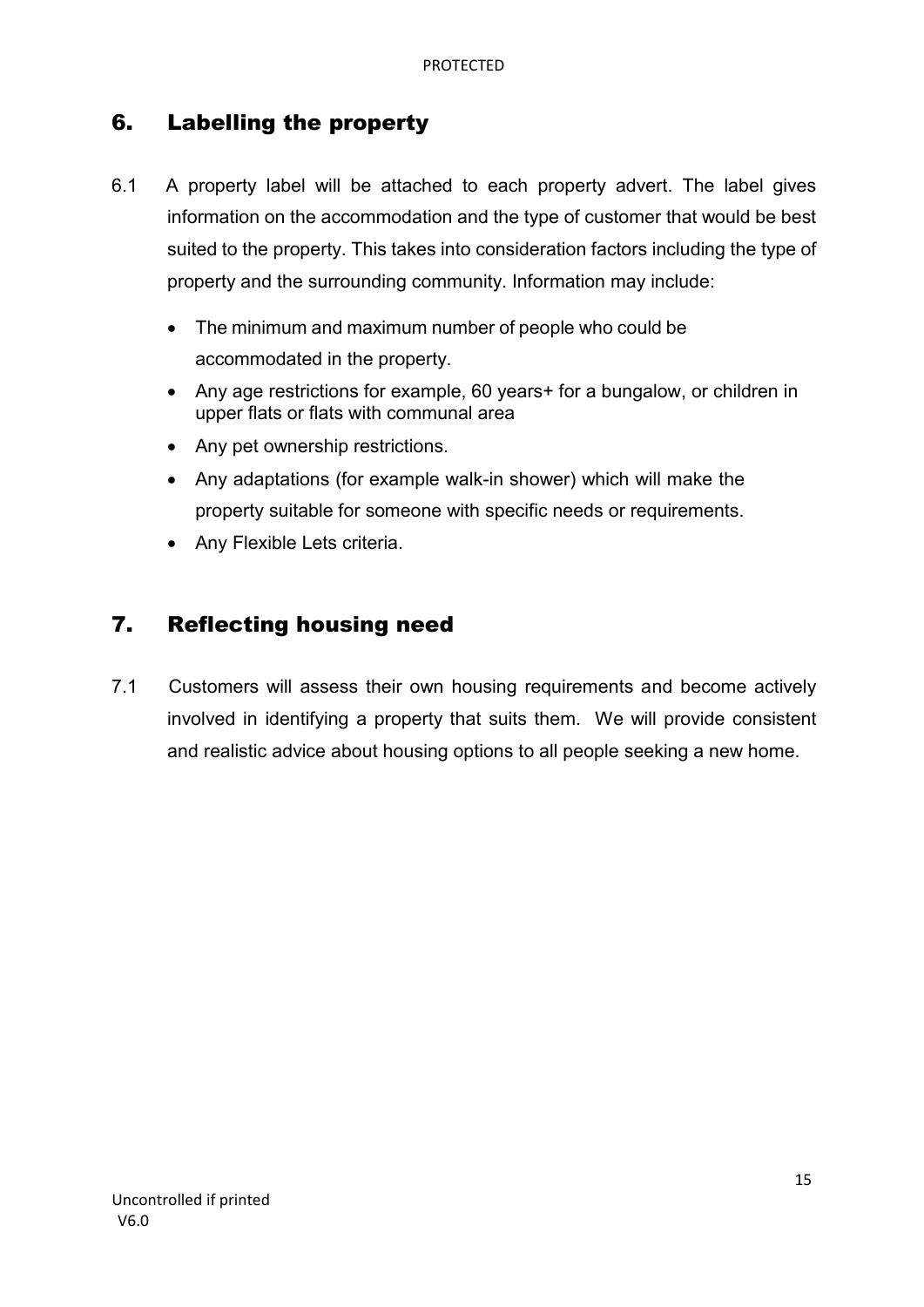## 6. Labelling the property

6.1 A property label will be attached to each property advert. The label gives information on the accommodation and the type of customer that would be best suited to the property. This takes into consideration factors including the type of property and the surrounding community. Information may include:

- The minimum and maximum number of people who could be accommodated in the property.
- Any age restrictions for example, 60 years+ for a bungalow, or children in upper flats or flats with communal area
- Any pet ownership restrictions.
- Any adaptations (for example walk-in shower) which will make the property suitable for someone with specific needs or requirements.
- Any Flexible Lets criteria.

## 7. Reflecting housing need

7.1 Customers will assess their own housing requirements and become actively involved in identifying a property that suits them. We will provide consistent and realistic advice about housing options to all people seeking a new home.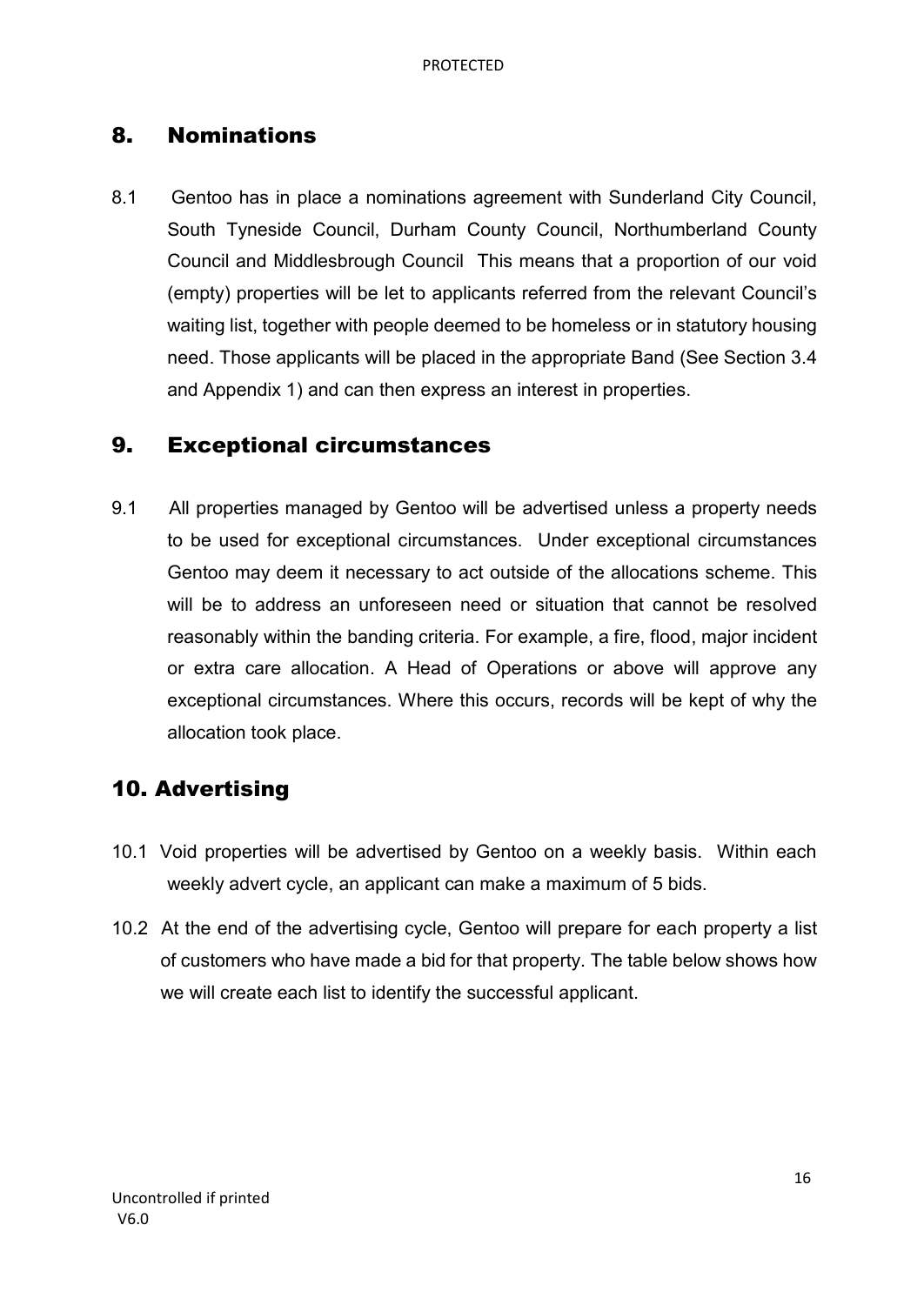## 8. Nominations

8.1 Gentoo has in place a nominations agreement with Sunderland City Council, South Tyneside Council, Durham County Council, Northumberland County Council and Middlesbrough Council This means that a proportion of our void (empty) properties will be let to applicants referred from the relevant Council's waiting list, together with people deemed to be homeless or in statutory housing need. Those applicants will be placed in the appropriate Band (See Section 3.4 and Appendix 1) and can then express an interest in properties.

## 9. Exceptional circumstances

9.1 All properties managed by Gentoo will be advertised unless a property needs to be used for exceptional circumstances. Under exceptional circumstances Gentoo may deem it necessary to act outside of the allocations scheme. This will be to address an unforeseen need or situation that cannot be resolved reasonably within the banding criteria. For example, a fire, flood, major incident or extra care allocation. A Head of Operations or above will approve any exceptional circumstances. Where this occurs, records will be kept of why the allocation took place.

## 10. Advertising

10.1 Void properties will be advertised by Gentoo on a weekly basis. Within each weekly advert cycle, an applicant can make a maximum of 5 bids.

10.2 At the end of the advertising cycle, Gentoo will prepare for each property a list of customers who have made a bid for that property. The table below shows how we will create each list to identify the successful applicant.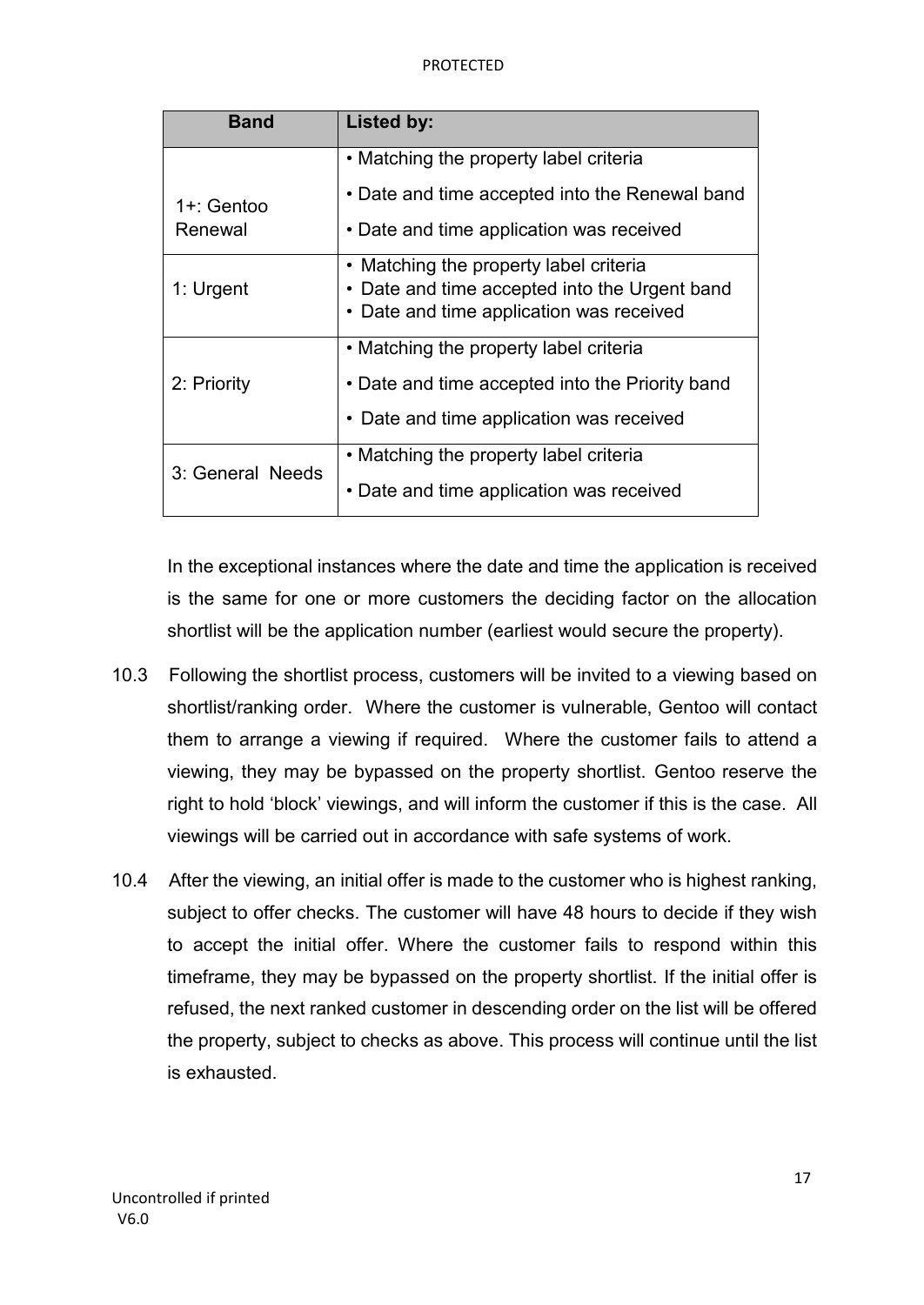| Band | Listed by: |
| --- | --- |
| 1+: Gentoo Renewal | • Matching the property label criteria<br>• Date and time accepted into the Renewal band<br>• Date and time application was received |
| 1: Urgent | • Matching the property label criteria<br>• Date and time accepted into the Urgent band<br>• Date and time application was received |
| 2: Priority | • Matching the property label criteria<br>• Date and time accepted into the Priority band<br>• Date and time application was received |
| 3: General Needs | • Matching the property label criteria<br>• Date and time application was received |

In the exceptional instances where the date and time the application is received is the same for one or more customers the deciding factor on the allocation shortlist will be the application number (earliest would secure the property).

10.3 Following the shortlist process, customers will be invited to a viewing based on shortlist/ranking order. Where the customer is vulnerable, Gentoo will contact them to arrange a viewing if required. Where the customer fails to attend a viewing, they may be bypassed on the property shortlist. Gentoo reserve the right to hold 'block' viewings, and will inform the customer if this is the case. All viewings will be carried out in accordance with safe systems of work.

10.4 After the viewing, an initial offer is made to the customer who is highest ranking, subject to offer checks. The customer will have 48 hours to decide if they wish to accept the initial offer. Where the customer fails to respond within this timeframe, they may be bypassed on the property shortlist. If the initial offer is refused, the next ranked customer in descending order on the list will be offered the property, subject to checks as above. This process will continue until the list is exhausted.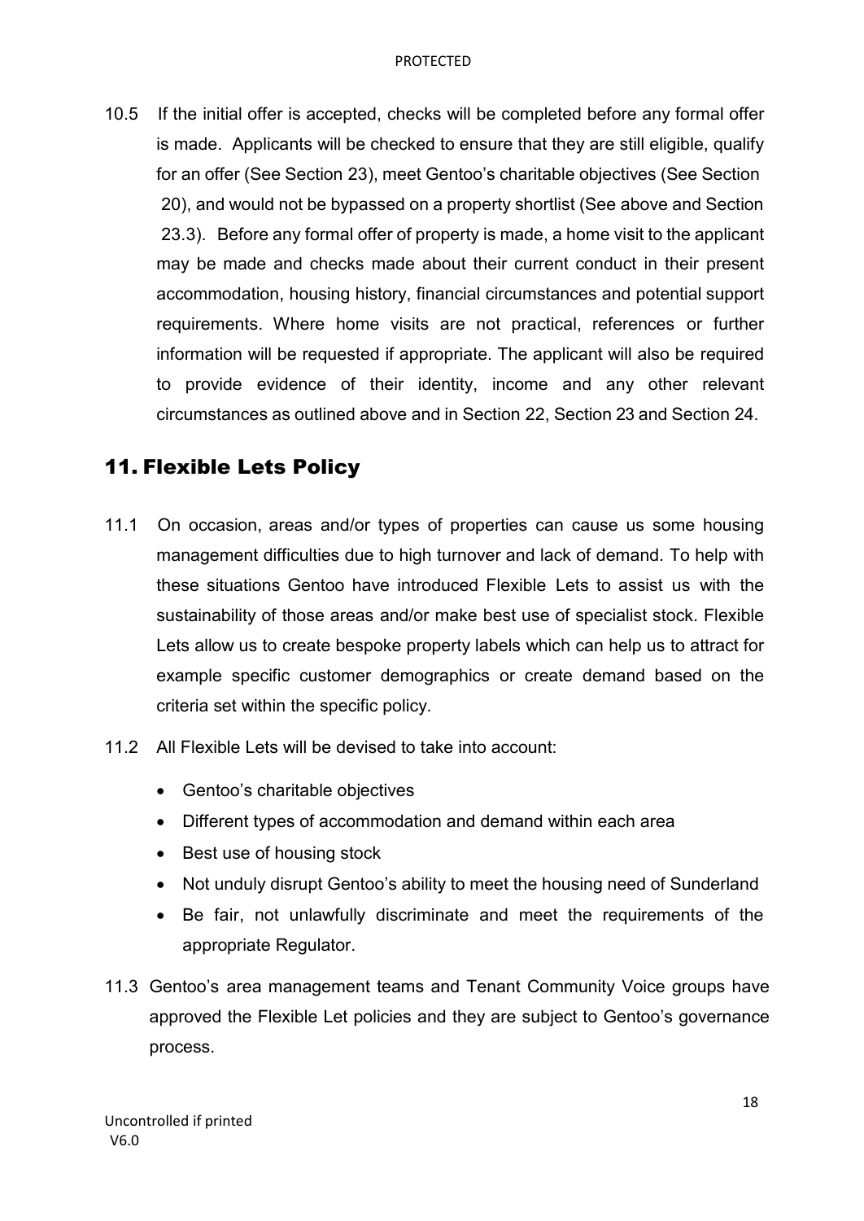10.5 If the initial offer is accepted, checks will be completed before any formal offer is made. Applicants will be checked to ensure that they are still eligible, qualify for an offer (See Section 23), meet Gentoo's charitable objectives (See Section 20), and would not be bypassed on a property shortlist (See above and Section 23.3). Before any formal offer of property is made, a home visit to the applicant may be made and checks made about their current conduct in their present accommodation, housing history, financial circumstances and potential support requirements. Where home visits are not practical, references or further information will be requested if appropriate. The applicant will also be required to provide evidence of their identity, income and any other relevant circumstances as outlined above and in Section 22, Section 23 and Section 24.

## 11. Flexible Lets Policy

11.1 On occasion, areas and/or types of properties can cause us some housing management difficulties due to high turnover and lack of demand. To help with these situations Gentoo have introduced Flexible Lets to assist us with the sustainability of those areas and/or make best use of specialist stock. Flexible Lets allow us to create bespoke property labels which can help us to attract for example specific customer demographics or create demand based on the criteria set within the specific policy.

11.2 All Flexible Lets will be devised to take into account:

- Gentoo's charitable objectives
- Different types of accommodation and demand within each area
- Best use of housing stock
- Not unduly disrupt Gentoo's ability to meet the housing need of Sunderland
- Be fair, not unlawfully discriminate and meet the requirements of the appropriate Regulator.

11.3 Gentoo's area management teams and Tenant Community Voice groups have approved the Flexible Let policies and they are subject to Gentoo's governance process.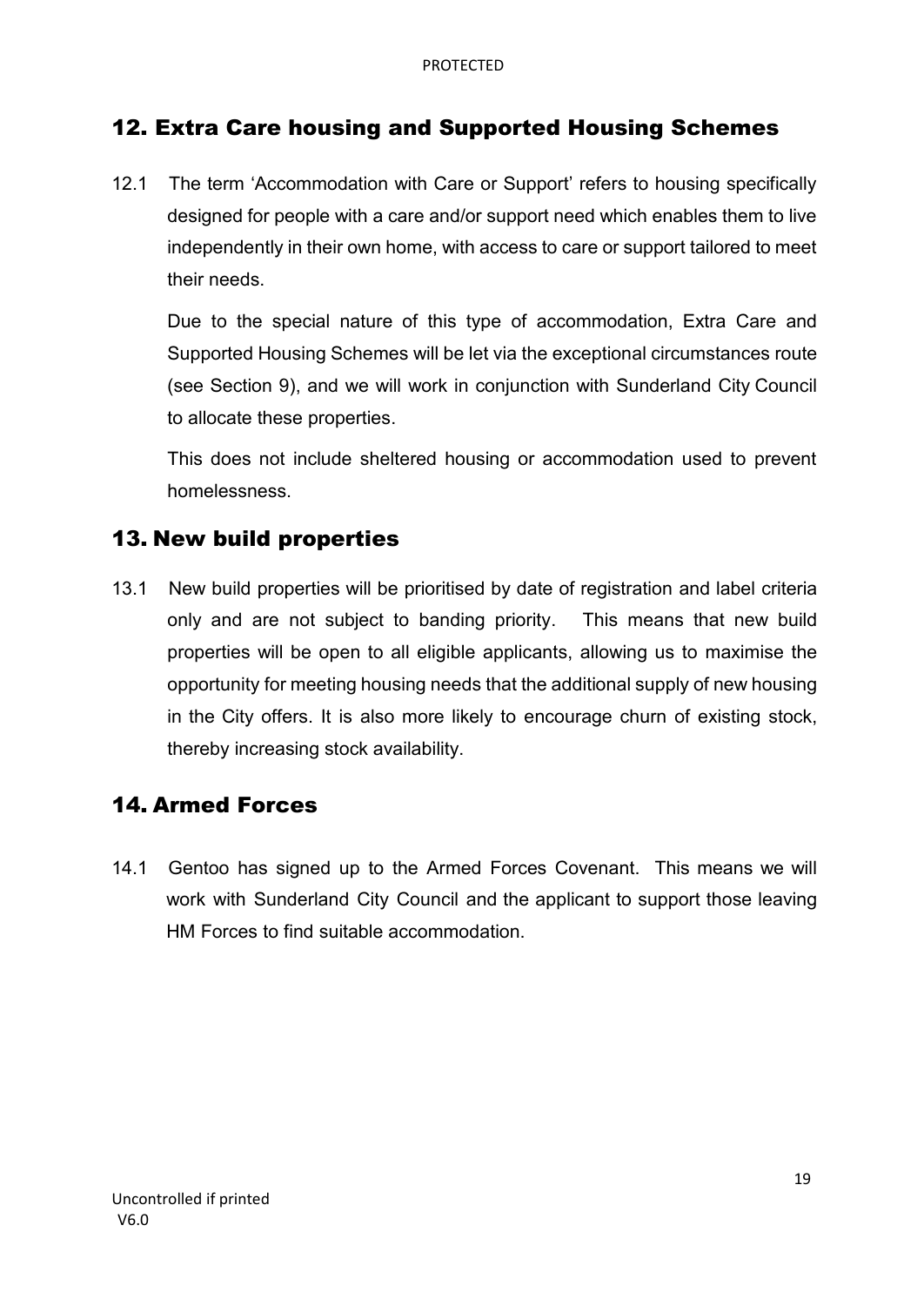## 12. Extra Care housing and Supported Housing Schemes

12.1 The term 'Accommodation with Care or Support' refers to housing specifically designed for people with a care and/or support need which enables them to live independently in their own home, with access to care or support tailored to meet their needs.

Due to the special nature of this type of accommodation, Extra Care and Supported Housing Schemes will be let via the exceptional circumstances route (see Section 9), and we will work in conjunction with Sunderland City Council to allocate these properties.

This does not include sheltered housing or accommodation used to prevent homelessness.

## 13. New build properties

13.1 New build properties will be prioritised by date of registration and label criteria only and are not subject to banding priority. This means that new build properties will be open to all eligible applicants, allowing us to maximise the opportunity for meeting housing needs that the additional supply of new housing in the City offers. It is also more likely to encourage churn of existing stock, thereby increasing stock availability.

## 14. Armed Forces

14.1 Gentoo has signed up to the Armed Forces Covenant. This means we will work with Sunderland City Council and the applicant to support those leaving HM Forces to find suitable accommodation.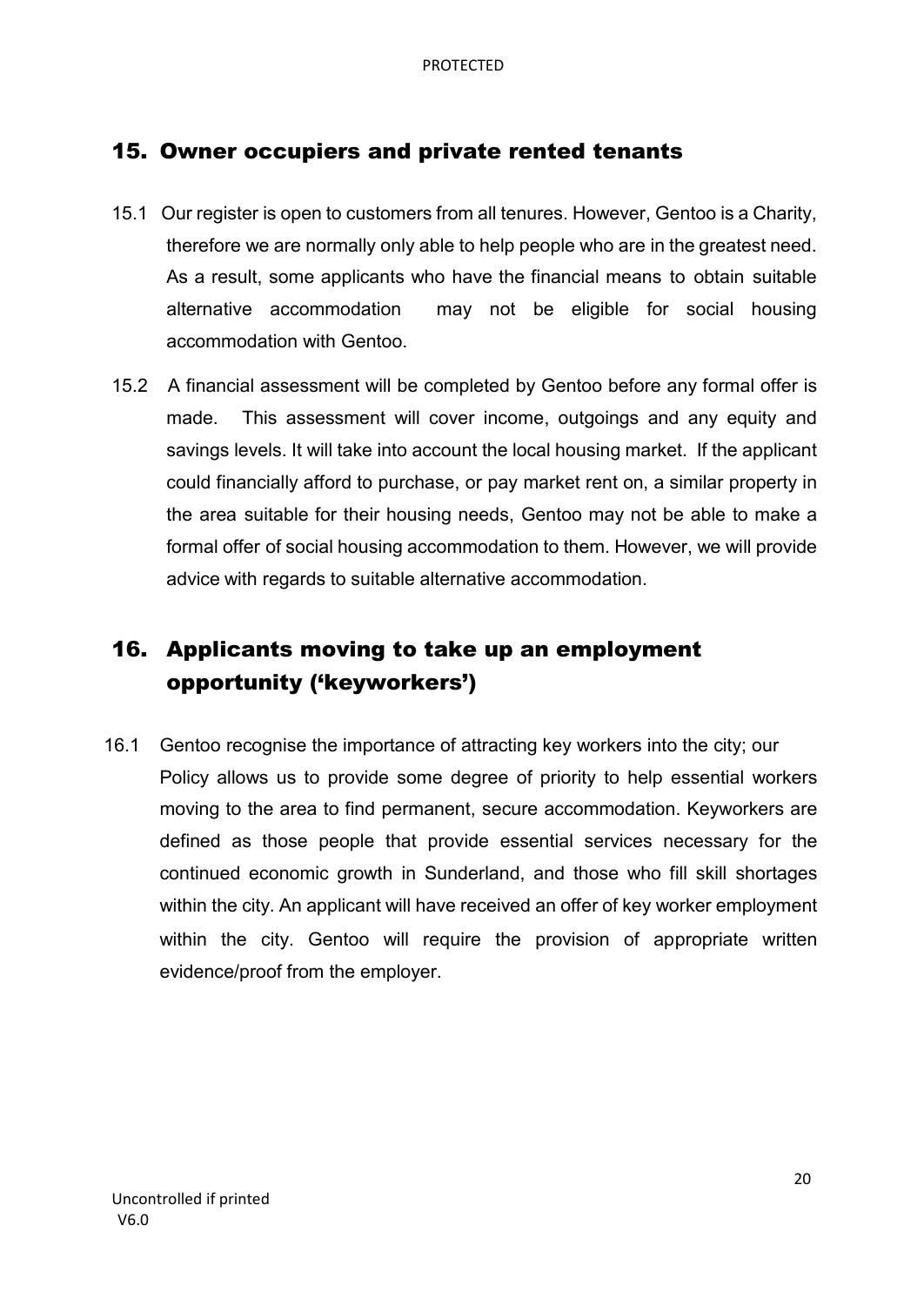## 15. Owner occupiers and private rented tenants

15.1 Our register is open to customers from all tenures. However, Gentoo is a Charity, therefore we are normally only able to help people who are in the greatest need. As a result, some applicants who have the financial means to obtain suitable alternative accommodation may not be eligible for social housing accommodation with Gentoo.

15.2 A financial assessment will be completed by Gentoo before any formal offer is made. This assessment will cover income, outgoings and any equity and savings levels. It will take into account the local housing market. If the applicant could financially afford to purchase, or pay market rent on, a similar property in the area suitable for their housing needs, Gentoo may not be able to make a formal offer of social housing accommodation to them. However, we will provide advice with regards to suitable alternative accommodation.

## 16. Applicants moving to take up an employment opportunity ('keyworkers')

16.1 Gentoo recognise the importance of attracting key workers into the city; our Policy allows us to provide some degree of priority to help essential workers moving to the area to find permanent, secure accommodation. Keyworkers are defined as those people that provide essential services necessary for the continued economic growth in Sunderland, and those who fill skill shortages within the city. An applicant will have received an offer of key worker employment within the city. Gentoo will require the provision of appropriate written evidence/proof from the employer.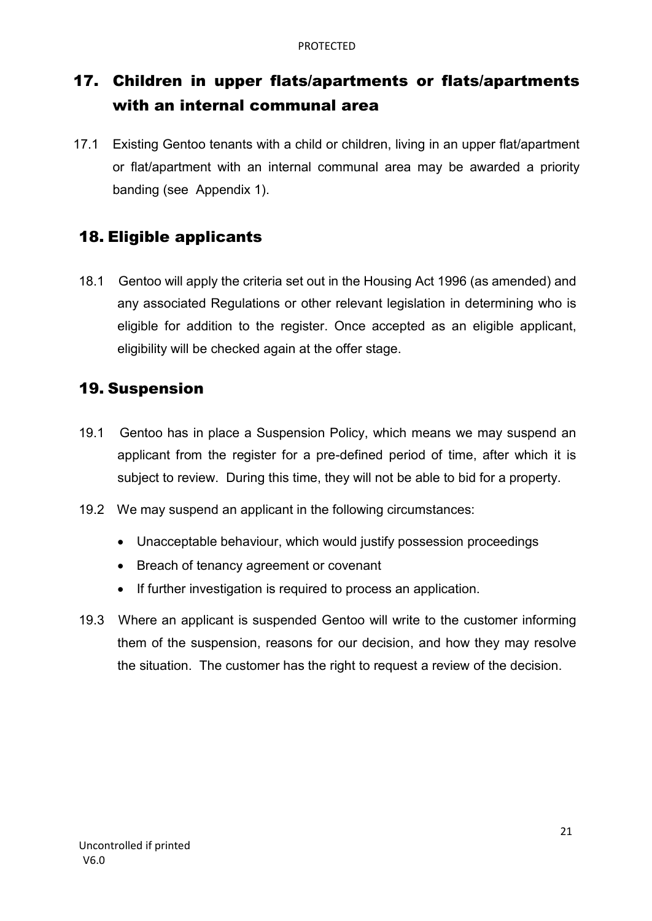## 17. Children in upper flats/apartments or flats/apartments with an internal communal area

17.1 Existing Gentoo tenants with a child or children, living in an upper flat/apartment or flat/apartment with an internal communal area may be awarded a priority banding (see Appendix 1).

## 18. Eligible applicants

18.1 Gentoo will apply the criteria set out in the Housing Act 1996 (as amended) and any associated Regulations or other relevant legislation in determining who is eligible for addition to the register. Once accepted as an eligible applicant, eligibility will be checked again at the offer stage.

## 19. Suspension

19.1 Gentoo has in place a Suspension Policy, which means we may suspend an applicant from the register for a pre-defined period of time, after which it is subject to review. During this time, they will not be able to bid for a property.

19.2 We may suspend an applicant in the following circumstances:

- Unacceptable behaviour, which would justify possession proceedings
- Breach of tenancy agreement or covenant
- If further investigation is required to process an application.

19.3 Where an applicant is suspended Gentoo will write to the customer informing them of the suspension, reasons for our decision, and how they may resolve the situation. The customer has the right to request a review of the decision.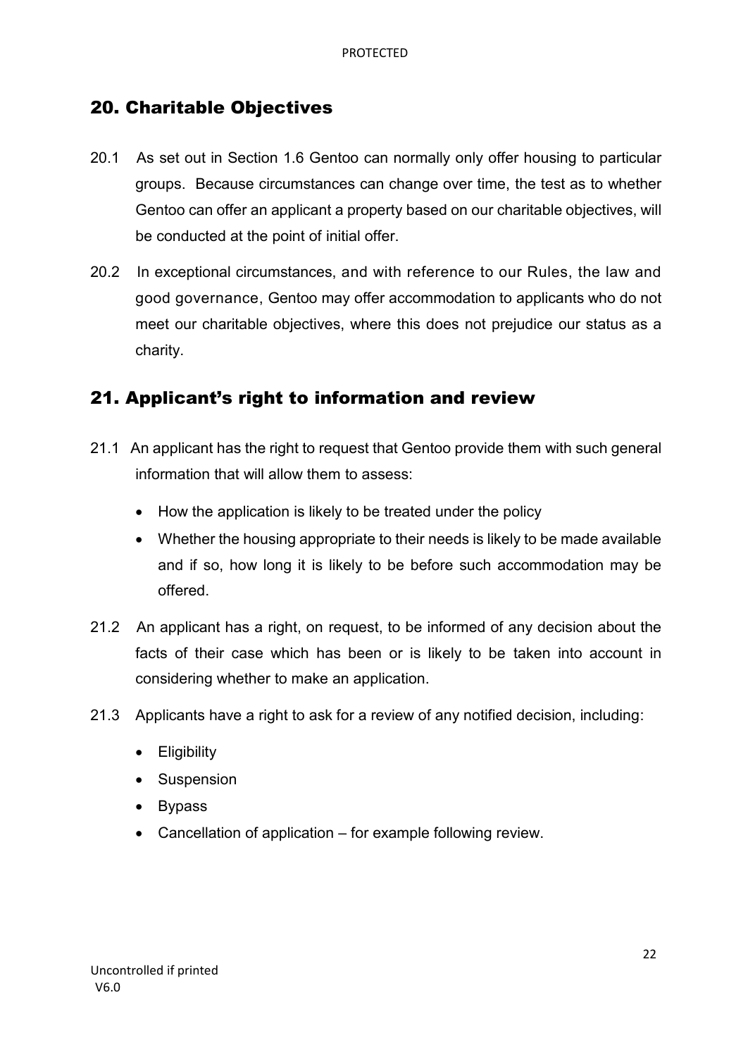## 20. Charitable Objectives

20.1 As set out in Section 1.6 Gentoo can normally only offer housing to particular groups. Because circumstances can change over time, the test as to whether Gentoo can offer an applicant a property based on our charitable objectives, will be conducted at the point of initial offer.

20.2 In exceptional circumstances, and with reference to our Rules, the law and good governance, Gentoo may offer accommodation to applicants who do not meet our charitable objectives, where this does not prejudice our status as a charity.

## 21. Applicant's right to information and review

21.1 An applicant has the right to request that Gentoo provide them with such general information that will allow them to assess:

- How the application is likely to be treated under the policy
- Whether the housing appropriate to their needs is likely to be made available and if so, how long it is likely to be before such accommodation may be offered.

21.2 An applicant has a right, on request, to be informed of any decision about the facts of their case which has been or is likely to be taken into account in considering whether to make an application.

21.3 Applicants have a right to ask for a review of any notified decision, including:

- Eligibility
- Suspension
- Bypass
- Cancellation of application – for example following review.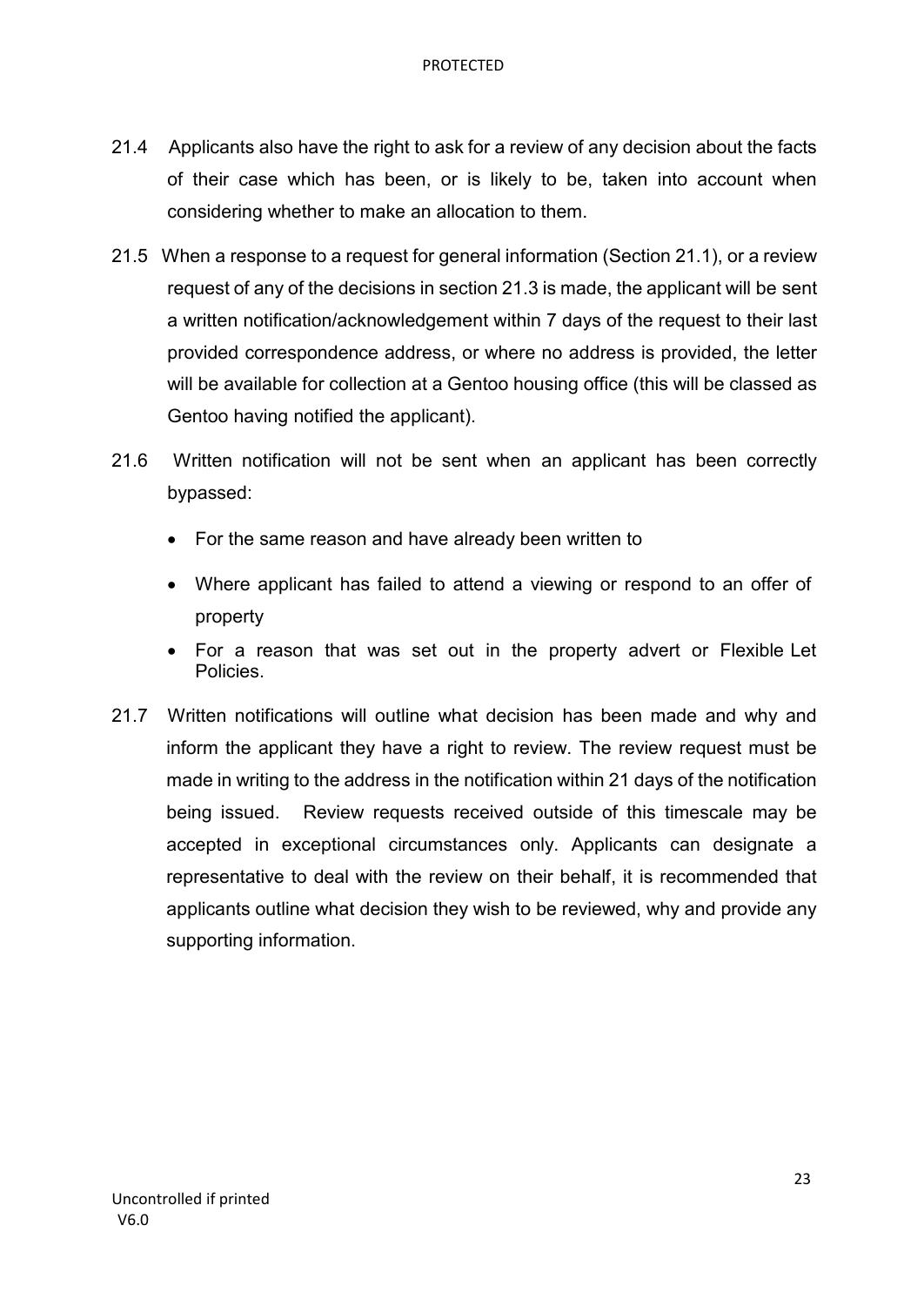21.4 Applicants also have the right to ask for a review of any decision about the facts of their case which has been, or is likely to be, taken into account when considering whether to make an allocation to them.

21.5 When a response to a request for general information (Section 21.1), or a review request of any of the decisions in section 21.3 is made, the applicant will be sent a written notification/acknowledgement within 7 days of the request to their last provided correspondence address, or where no address is provided, the letter will be available for collection at a Gentoo housing office (this will be classed as Gentoo having notified the applicant).

21.6 Written notification will not be sent when an applicant has been correctly bypassed:

- For the same reason and have already been written to
- Where applicant has failed to attend a viewing or respond to an offer of property
- For a reason that was set out in the property advert or Flexible Let Policies.

21.7 Written notifications will outline what decision has been made and why and inform the applicant they have a right to review. The review request must be made in writing to the address in the notification within 21 days of the notification being issued. Review requests received outside of this timescale may be accepted in exceptional circumstances only. Applicants can designate a representative to deal with the review on their behalf, it is recommended that applicants outline what decision they wish to be reviewed, why and provide any supporting information.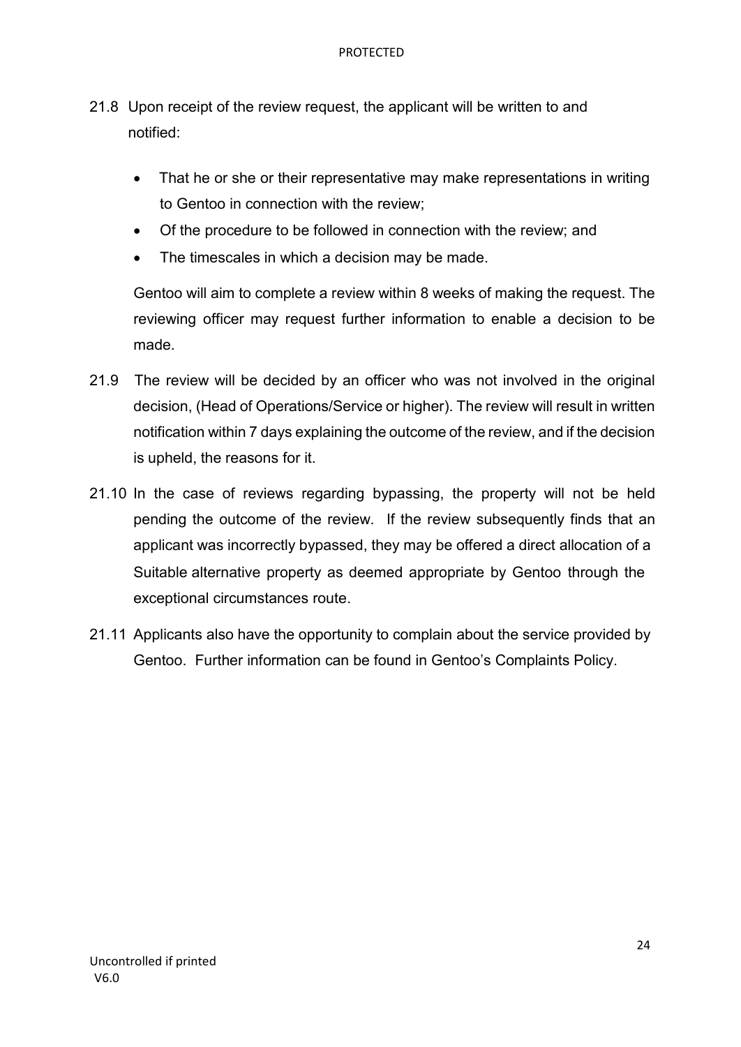21.8 Upon receipt of the review request, the applicant will be written to and notified:

- That he or she or their representative may make representations in writing to Gentoo in connection with the review;
- Of the procedure to be followed in connection with the review; and
- The timescales in which a decision may be made.

Gentoo will aim to complete a review within 8 weeks of making the request. The reviewing officer may request further information to enable a decision to be made.

21.9 The review will be decided by an officer who was not involved in the original decision, (Head of Operations/Service or higher). The review will result in written notification within 7 days explaining the outcome of the review, and if the decision is upheld, the reasons for it.

21.10 In the case of reviews regarding bypassing, the property will not be held pending the outcome of the review. If the review subsequently finds that an applicant was incorrectly bypassed, they may be offered a direct allocation of a Suitable alternative property as deemed appropriate by Gentoo through the exceptional circumstances route.

21.11 Applicants also have the opportunity to complain about the service provided by Gentoo. Further information can be found in Gentoo's Complaints Policy.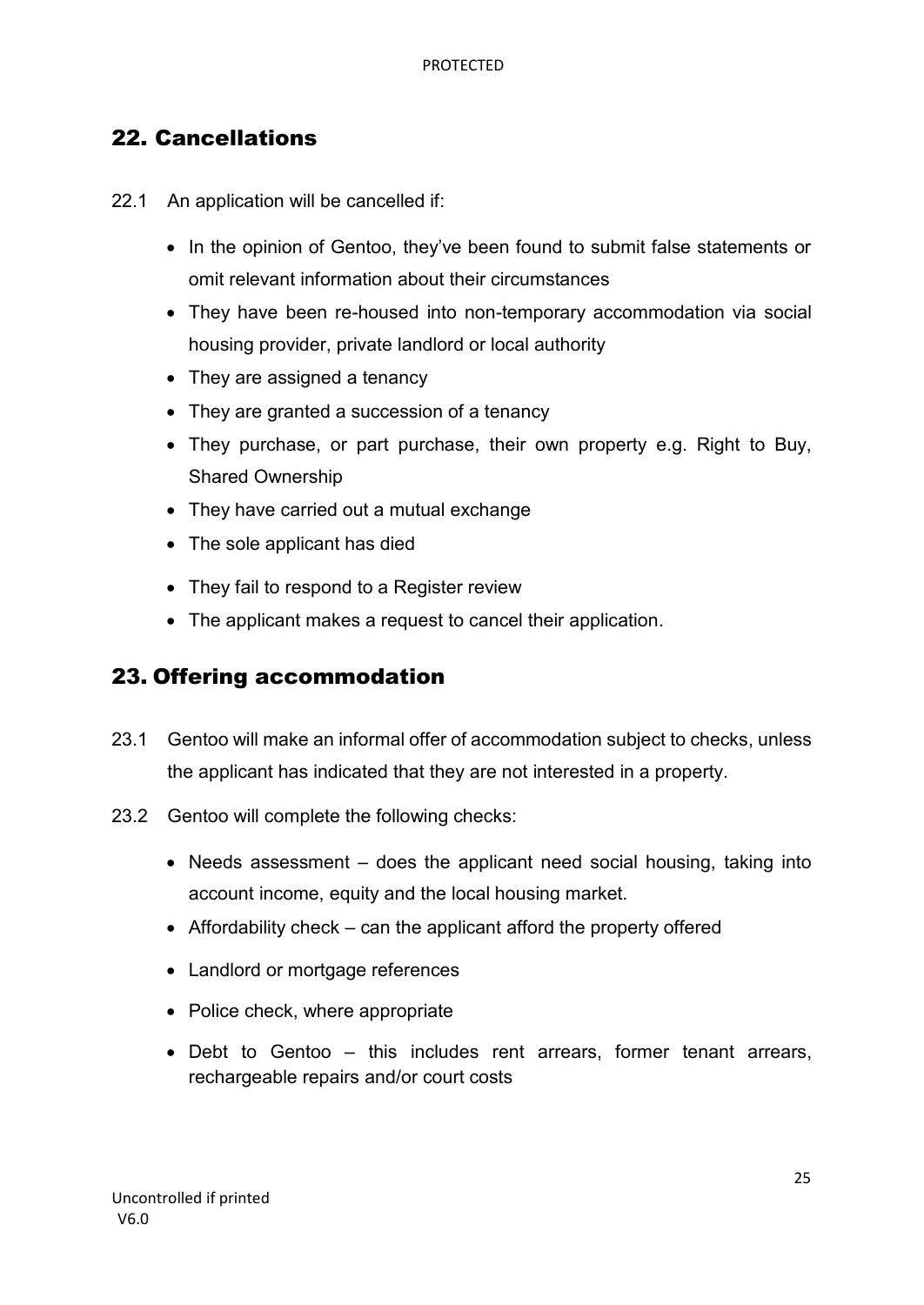## 22. Cancellations

22.1 An application will be cancelled if:

- In the opinion of Gentoo, they've been found to submit false statements or omit relevant information about their circumstances
- They have been re-housed into non-temporary accommodation via social housing provider, private landlord or local authority
- They are assigned a tenancy
- They are granted a succession of a tenancy
- They purchase, or part purchase, their own property e.g. Right to Buy, Shared Ownership
- They have carried out a mutual exchange
- The sole applicant has died
- They fail to respond to a Register review
- The applicant makes a request to cancel their application.

## 23. Offering accommodation

23.1 Gentoo will make an informal offer of accommodation subject to checks, unless the applicant has indicated that they are not interested in a property.

23.2 Gentoo will complete the following checks:

- Needs assessment – does the applicant need social housing, taking into account income, equity and the local housing market.
- Affordability check – can the applicant afford the property offered
- Landlord or mortgage references
- Police check, where appropriate
- Debt to Gentoo – this includes rent arrears, former tenant arrears, rechargeable repairs and/or court costs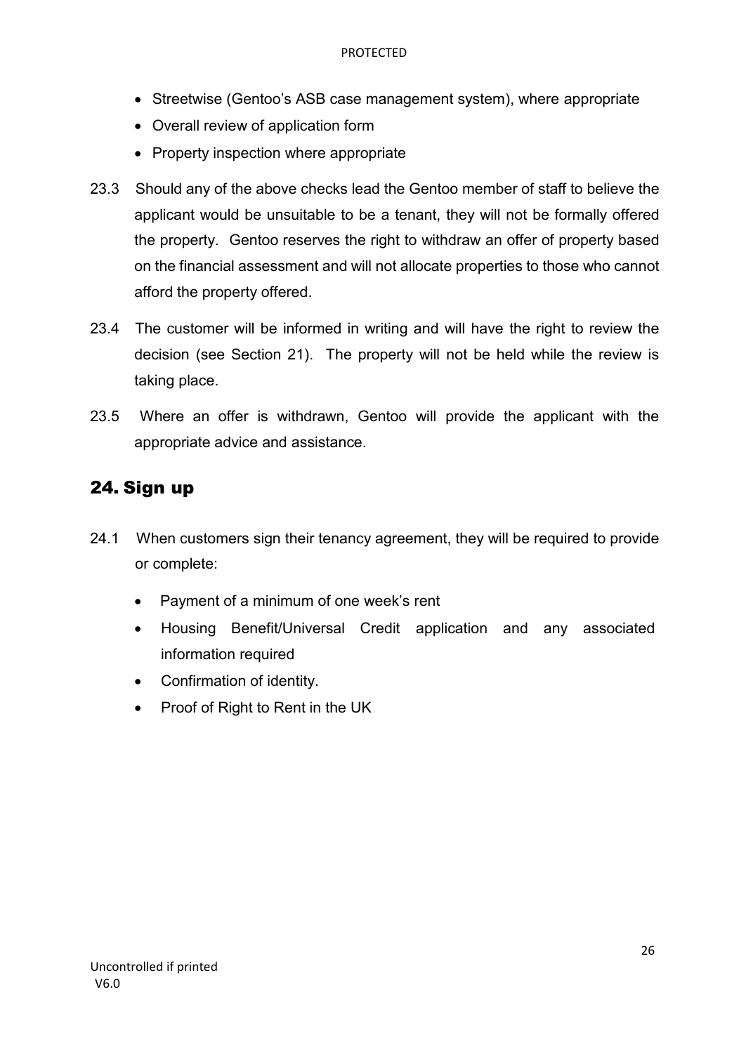- Streetwise (Gentoo's ASB case management system), where appropriate
- Overall review of application form
- Property inspection where appropriate

23.3 Should any of the above checks lead the Gentoo member of staff to believe the applicant would be unsuitable to be a tenant, they will not be formally offered the property. Gentoo reserves the right to withdraw an offer of property based on the financial assessment and will not allocate properties to those who cannot afford the property offered.

23.4 The customer will be informed in writing and will have the right to review the decision (see Section 21). The property will not be held while the review is taking place.

23.5 Where an offer is withdrawn, Gentoo will provide the applicant with the appropriate advice and assistance.

## 24. Sign up

24.1 When customers sign their tenancy agreement, they will be required to provide or complete:

- Payment of a minimum of one week's rent
- Housing Benefit/Universal Credit application and any associated information required
- Confirmation of identity.
- Proof of Right to Rent in the UK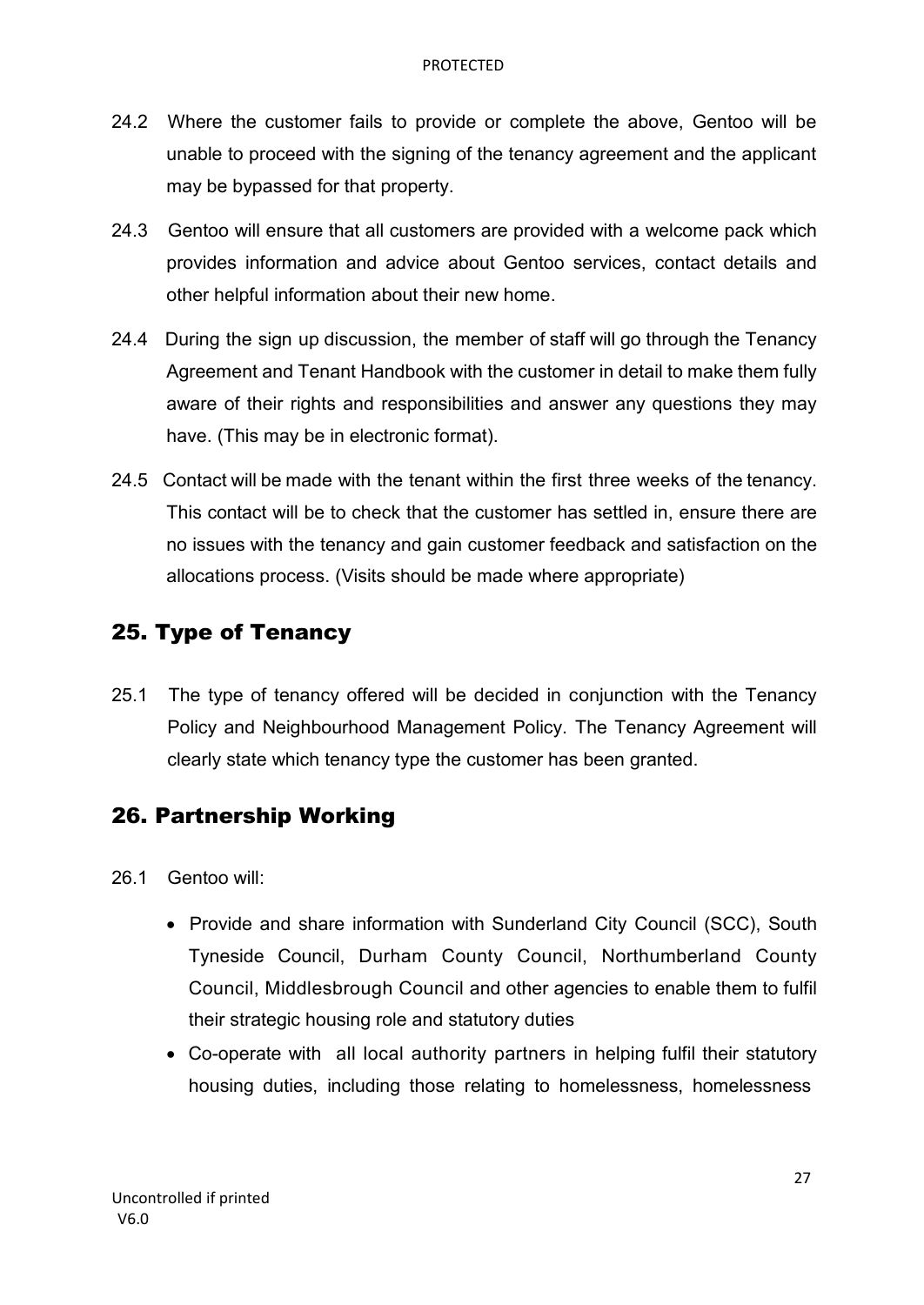24.2 Where the customer fails to provide or complete the above, Gentoo will be unable to proceed with the signing of the tenancy agreement and the applicant may be bypassed for that property.

24.3 Gentoo will ensure that all customers are provided with a welcome pack which provides information and advice about Gentoo services, contact details and other helpful information about their new home.

24.4 During the sign up discussion, the member of staff will go through the Tenancy Agreement and Tenant Handbook with the customer in detail to make them fully aware of their rights and responsibilities and answer any questions they may have. (This may be in electronic format).

24.5 Contact will be made with the tenant within the first three weeks of the tenancy. This contact will be to check that the customer has settled in, ensure there are no issues with the tenancy and gain customer feedback and satisfaction on the allocations process. (Visits should be made where appropriate)

## 25. Type of Tenancy

25.1 The type of tenancy offered will be decided in conjunction with the Tenancy Policy and Neighbourhood Management Policy. The Tenancy Agreement will clearly state which tenancy type the customer has been granted.

## 26. Partnership Working

26.1 Gentoo will:

- Provide and share information with Sunderland City Council (SCC), South Tyneside Council, Durham County Council, Northumberland County Council, Middlesbrough Council and other agencies to enable them to fulfil their strategic housing role and statutory duties
- Co-operate with all local authority partners in helping fulfil their statutory housing duties, including those relating to homelessness, homelessness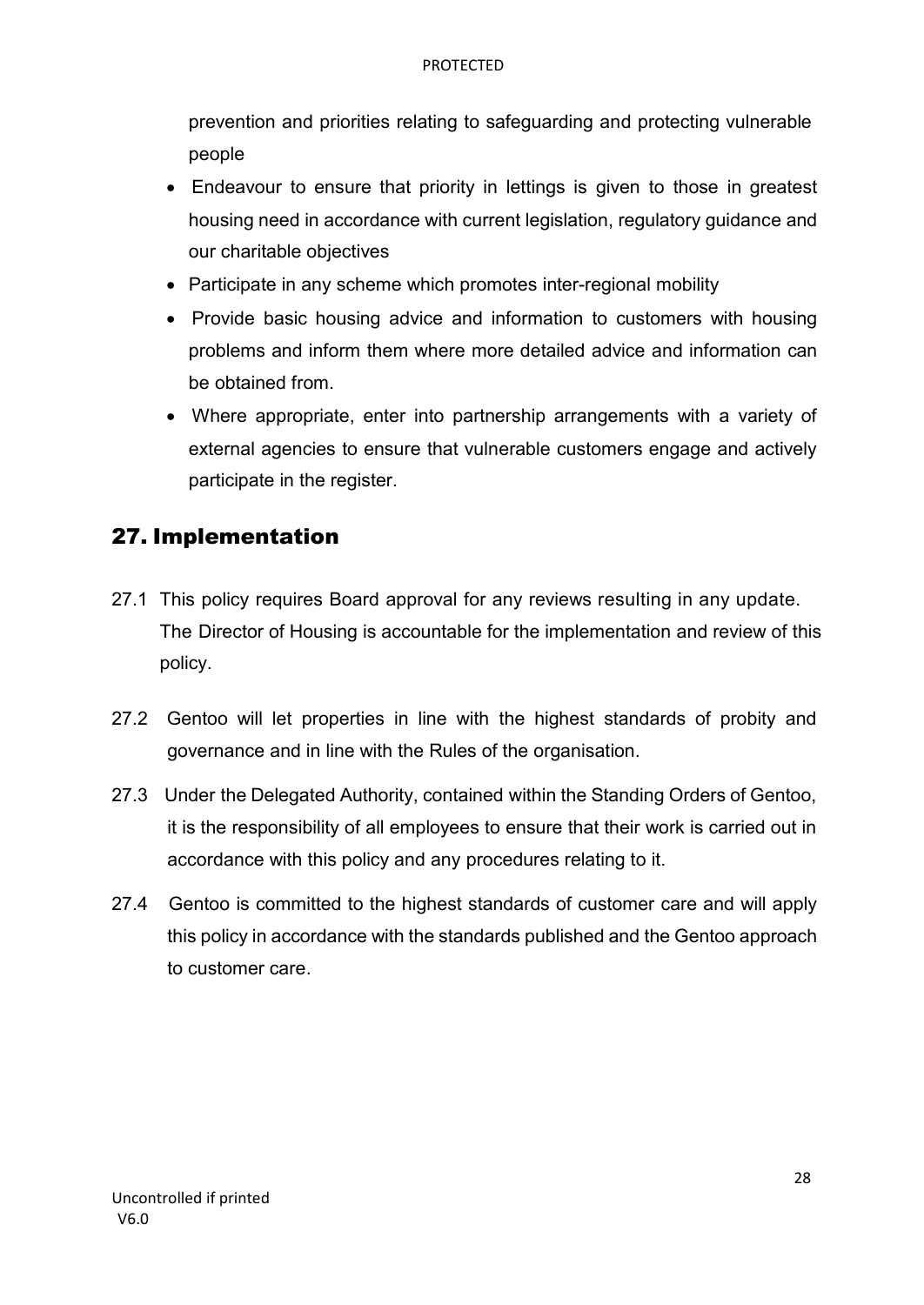prevention and priorities relating to safeguarding and protecting vulnerable people

- Endeavour to ensure that priority in lettings is given to those in greatest housing need in accordance with current legislation, regulatory guidance and our charitable objectives
- Participate in any scheme which promotes inter-regional mobility
- Provide basic housing advice and information to customers with housing problems and inform them where more detailed advice and information can be obtained from.
- Where appropriate, enter into partnership arrangements with a variety of external agencies to ensure that vulnerable customers engage and actively participate in the register.

## 27. Implementation

27.1 This policy requires Board approval for any reviews resulting in any update. The Director of Housing is accountable for the implementation and review of this policy.

27.2 Gentoo will let properties in line with the highest standards of probity and governance and in line with the Rules of the organisation.

27.3 Under the Delegated Authority, contained within the Standing Orders of Gentoo, it is the responsibility of all employees to ensure that their work is carried out in accordance with this policy and any procedures relating to it.

27.4 Gentoo is committed to the highest standards of customer care and will apply this policy in accordance with the standards published and the Gentoo approach to customer care.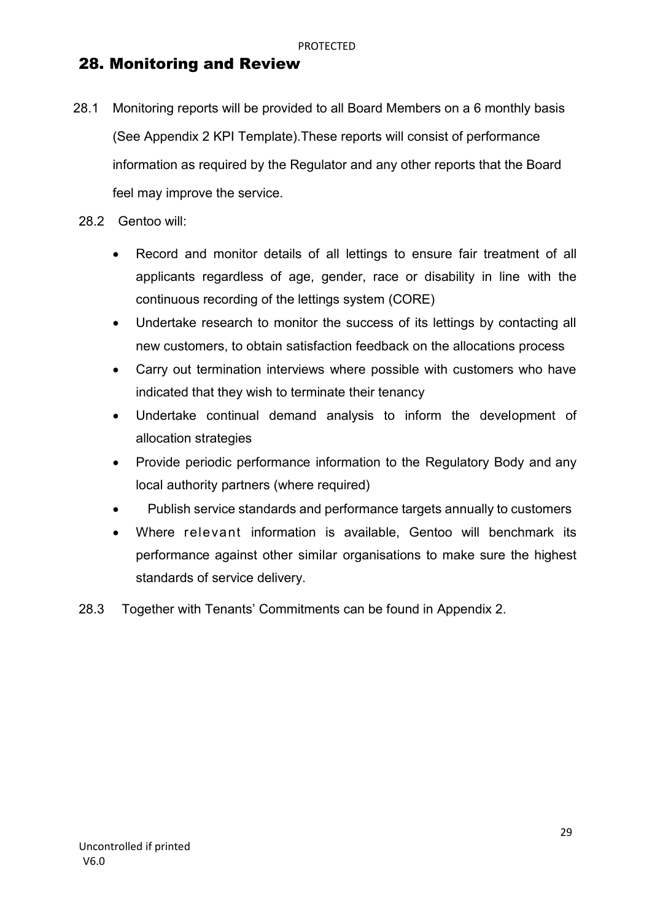## 28. Monitoring and Review

28.1 Monitoring reports will be provided to all Board Members on a 6 monthly basis (See Appendix 2 KPI Template).These reports will consist of performance information as required by the Regulator and any other reports that the Board feel may improve the service.

28.2 Gentoo will:

- Record and monitor details of all lettings to ensure fair treatment of all applicants regardless of age, gender, race or disability in line with the continuous recording of the lettings system (CORE)
- Undertake research to monitor the success of its lettings by contacting all new customers, to obtain satisfaction feedback on the allocations process
- Carry out termination interviews where possible with customers who have indicated that they wish to terminate their tenancy
- Undertake continual demand analysis to inform the development of allocation strategies
- Provide periodic performance information to the Regulatory Body and any local authority partners (where required)
- Publish service standards and performance targets annually to customers
- Where relevant information is available, Gentoo will benchmark its performance against other similar organisations to make sure the highest standards of service delivery.

28.3 Together with Tenants' Commitments can be found in Appendix 2.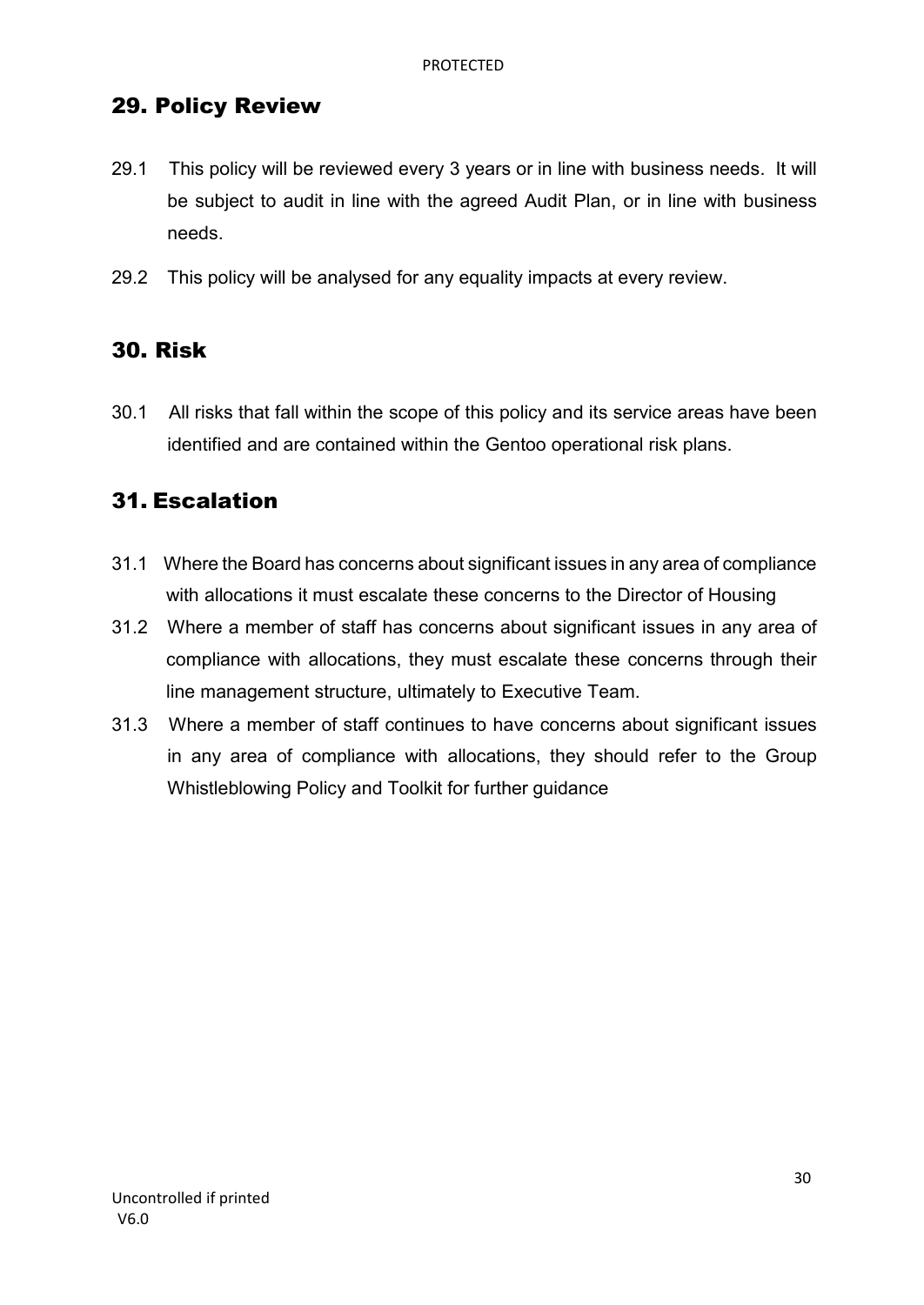## 29. Policy Review

29.1 This policy will be reviewed every 3 years or in line with business needs. It will be subject to audit in line with the agreed Audit Plan, or in line with business needs.

29.2 This policy will be analysed for any equality impacts at every review.

## 30. Risk

30.1 All risks that fall within the scope of this policy and its service areas have been identified and are contained within the Gentoo operational risk plans.

## 31. Escalation

31.1 Where the Board has concerns about significant issues in any area of compliance with allocations it must escalate these concerns to the Director of Housing

31.2 Where a member of staff has concerns about significant issues in any area of compliance with allocations, they must escalate these concerns through their line management structure, ultimately to Executive Team.

31.3 Where a member of staff continues to have concerns about significant issues in any area of compliance with allocations, they should refer to the Group Whistleblowing Policy and Toolkit for further guidance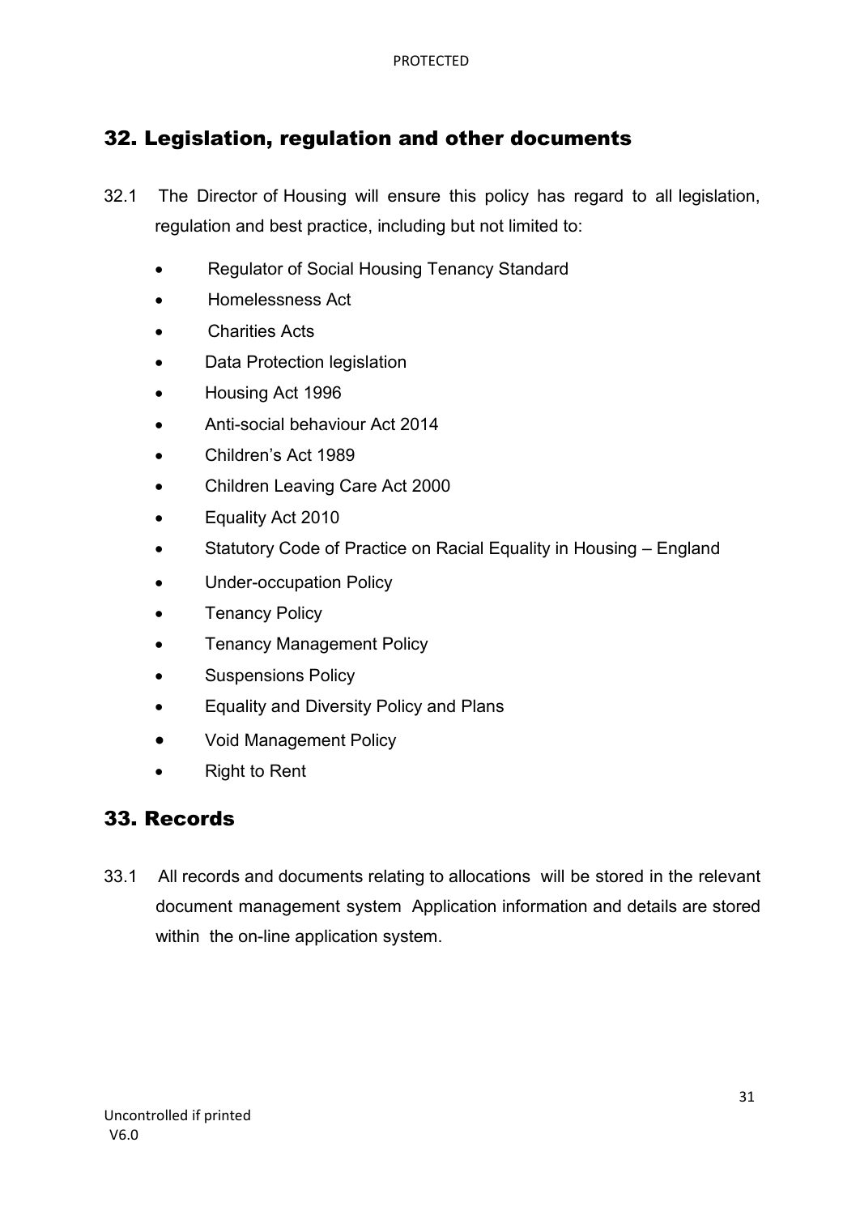## 32. Legislation, regulation and other documents

32.1 The Director of Housing will ensure this policy has regard to all legislation, regulation and best practice, including but not limited to:

- Regulator of Social Housing Tenancy Standard
- Homelessness Act
- Charities Acts
- Data Protection legislation
- Housing Act 1996
- Anti-social behaviour Act 2014
- Children's Act 1989
- Children Leaving Care Act 2000
- Equality Act 2010
- Statutory Code of Practice on Racial Equality in Housing – England
- Under-occupation Policy
- Tenancy Policy
- Tenancy Management Policy
- Suspensions Policy
- Equality and Diversity Policy and Plans
- Void Management Policy
- Right to Rent

## 33. Records

33.1 All records and documents relating to allocations will be stored in the relevant document management system Application information and details are stored within the on-line application system.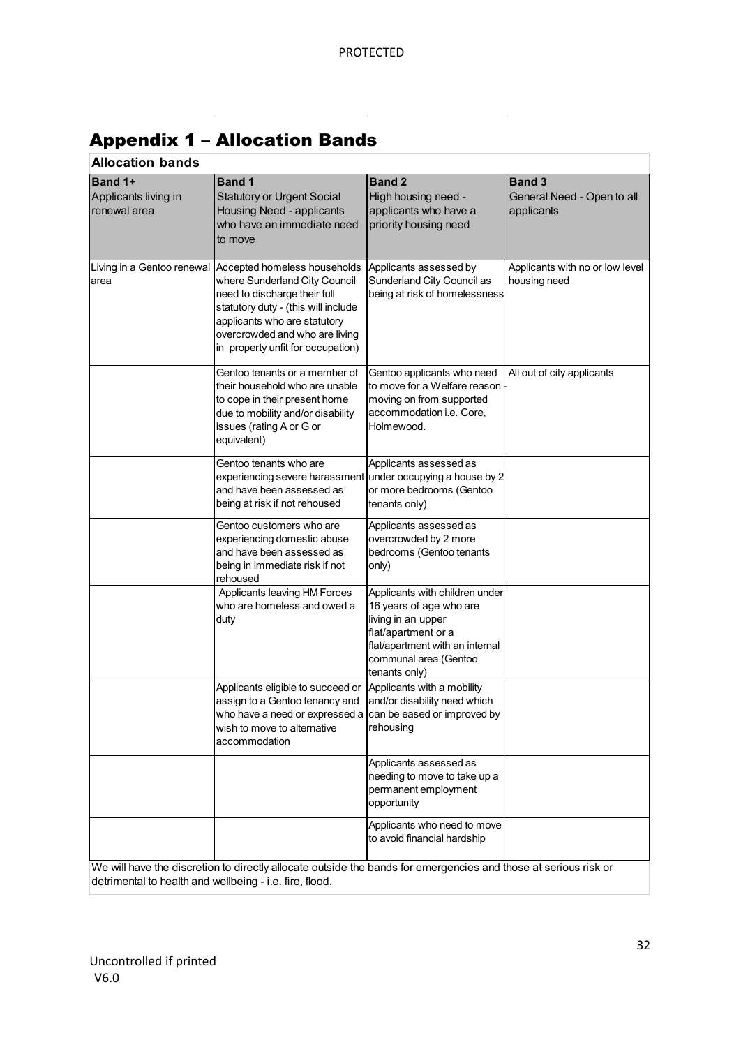## Appendix 1 – Allocation Bands

**Allocation bands**

| **Band 1+** Applicants living in renewal area | **Band 1** Statutory or Urgent Social Housing Need - applicants who have an immediate need to move | **Band 2** High housing need - applicants who have a priority housing need | **Band 3** General Need - Open to all applicants |
|---|---|---|---|
| Living in a Gentoo renewal area | Accepted homeless households where Sunderland City Council need to discharge their full statutory duty - (this will include applicants who are statutory overcrowded and who are living in property unfit for occupation) | Applicants assessed by Sunderland City Council as being at risk of homelessness | Applicants with no or low level housing need |
| | Gentoo tenants or a member of their household who are unable to cope in their present home due to mobility and/or disability issues (rating A or G or equivalent) | Gentoo applicants who need to move for a Welfare reason - moving on from supported accommodation i.e. Core, Holmewood. | All out of city applicants |
| | Gentoo tenants who are experiencing severe harassment and have been assessed as being at risk if not rehoused | Applicants assessed as under occupying a house by 2 or more bedrooms (Gentoo tenants only) | |
| | Gentoo customers who are experiencing domestic abuse and have been assessed as being in immediate risk if not rehoused | Applicants assessed as overcrowded by 2 more bedrooms (Gentoo tenants only) | |
| | Applicants leaving HM Forces who are homeless and owed a duty | Applicants with children under 16 years of age who are living in an upper flat/apartment or a flat/apartment with an internal communal area (Gentoo tenants only) | |
| | Applicants eligible to succeed or assign to a Gentoo tenancy and who have a need or expressed a wish to move to alternative accommodation | Applicants with a mobility and/or disability need which can be eased or improved by rehousing | |
| | | Applicants assessed as needing to move to take up a permanent employment opportunity | |
| | | Applicants who need to move to avoid financial hardship | |

We will have the discretion to directly allocate outside the bands for emergencies and those at serious risk or detrimental to health and wellbeing - i.e. fire, flood,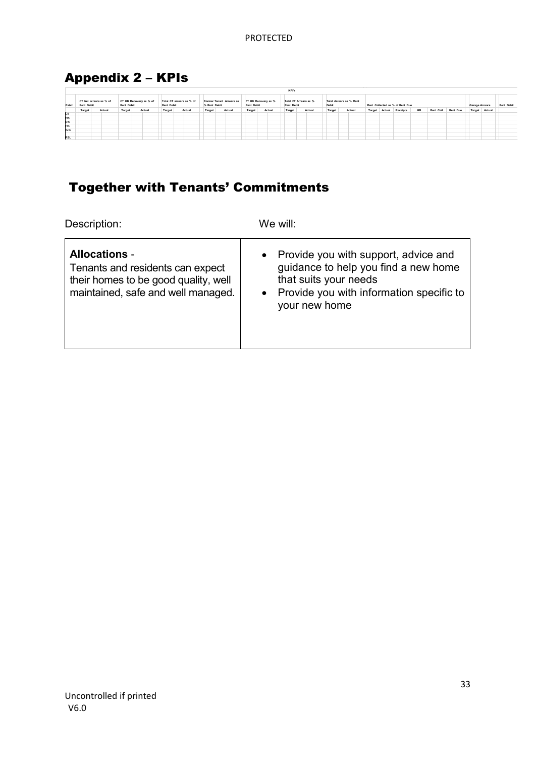## Appendix 2 – KPIs

| KPI's | | | | | | | | | | | | | | | | | | | | | | | | |
|---|---|---|---|---|---|---|---|---|---|---|---|---|---|---|---|---|---|---|---|---|---|---|---|---|
| Patch | CT Net arrears as % of Rent Debit | | CT HB Recovery as % of Rent Debit | | Total CT arrears as % of Rent Debit | | Former Tenant Arrears as % Rent Debit | | FT HB Recovery as % Rent Debit | | Total FT Arrears as % Rent Debit | | Total Arrears as % Rent Debit | | Rent Collected as % of Rent Due | | | | | | Garage Arrears | | Rent Debit |
| | Target | Actual | Target | Actual | Target | Actual | Target | Actual | Target | Actual | Target | Actual | Target | Actual | Target | Actual | Receipts | HB | Rent Coll | Rent Due | Target | Actual | |
| Ctl | | | | | | | | | | | | | | | | | | | | | | | |
| Nth | | | | | | | | | | | | | | | | | | | | | | | |
| Sth | | | | | | | | | | | | | | | | | | | | | | | |
| Hin | | | | | | | | | | | | | | | | | | | | | | | |
| Wtn | | | | | | | | | | | | | | | | | | | | | | | |
| RSL | | | | | | | | | | | | | | | | | | | | | | | |

## Together with Tenants' Commitments

| Description: | We will: |
|---|---|
| **Allocations** - Tenants and residents can expect their homes to be good quality, well maintained, safe and well managed. | • Provide you with support, advice and guidance to help you find a new home that suits your needs<br>• Provide you with information specific to your new home |

Uncontrolled if printed
V6.0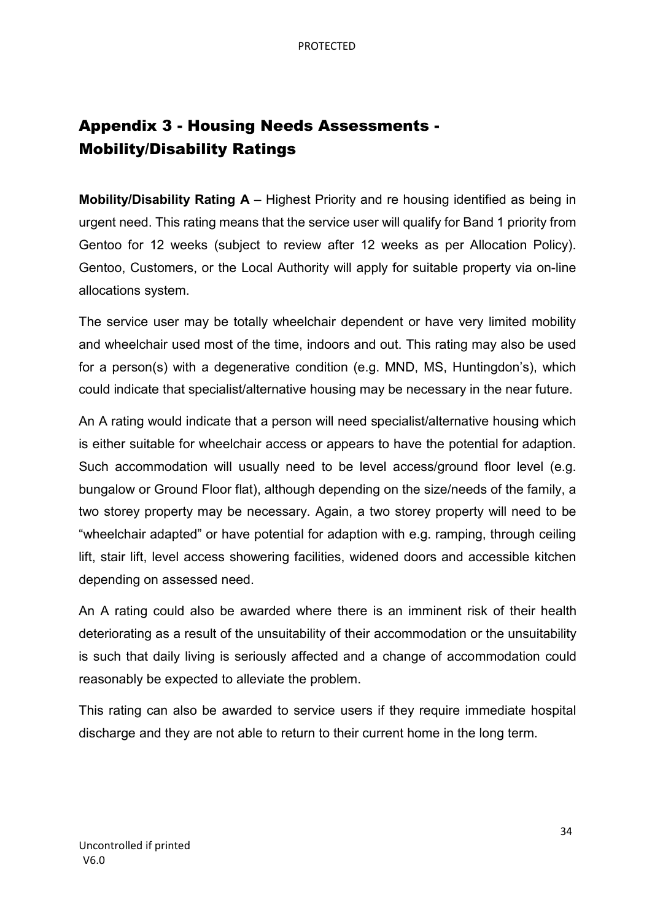# Appendix 3 - Housing Needs Assessments - Mobility/Disability Ratings

**Mobility/Disability Rating A** – Highest Priority and re housing identified as being in urgent need. This rating means that the service user will qualify for Band 1 priority from Gentoo for 12 weeks (subject to review after 12 weeks as per Allocation Policy). Gentoo, Customers, or the Local Authority will apply for suitable property via on-line allocations system.

The service user may be totally wheelchair dependent or have very limited mobility and wheelchair used most of the time, indoors and out. This rating may also be used for a person(s) with a degenerative condition (e.g. MND, MS, Huntingdon's), which could indicate that specialist/alternative housing may be necessary in the near future.

An A rating would indicate that a person will need specialist/alternative housing which is either suitable for wheelchair access or appears to have the potential for adaption. Such accommodation will usually need to be level access/ground floor level (e.g. bungalow or Ground Floor flat), although depending on the size/needs of the family, a two storey property may be necessary. Again, a two storey property will need to be "wheelchair adapted" or have potential for adaption with e.g. ramping, through ceiling lift, stair lift, level access showering facilities, widened doors and accessible kitchen depending on assessed need.

An A rating could also be awarded where there is an imminent risk of their health deteriorating as a result of the unsuitability of their accommodation or the unsuitability is such that daily living is seriously affected and a change of accommodation could reasonably be expected to alleviate the problem.

This rating can also be awarded to service users if they require immediate hospital discharge and they are not able to return to their current home in the long term.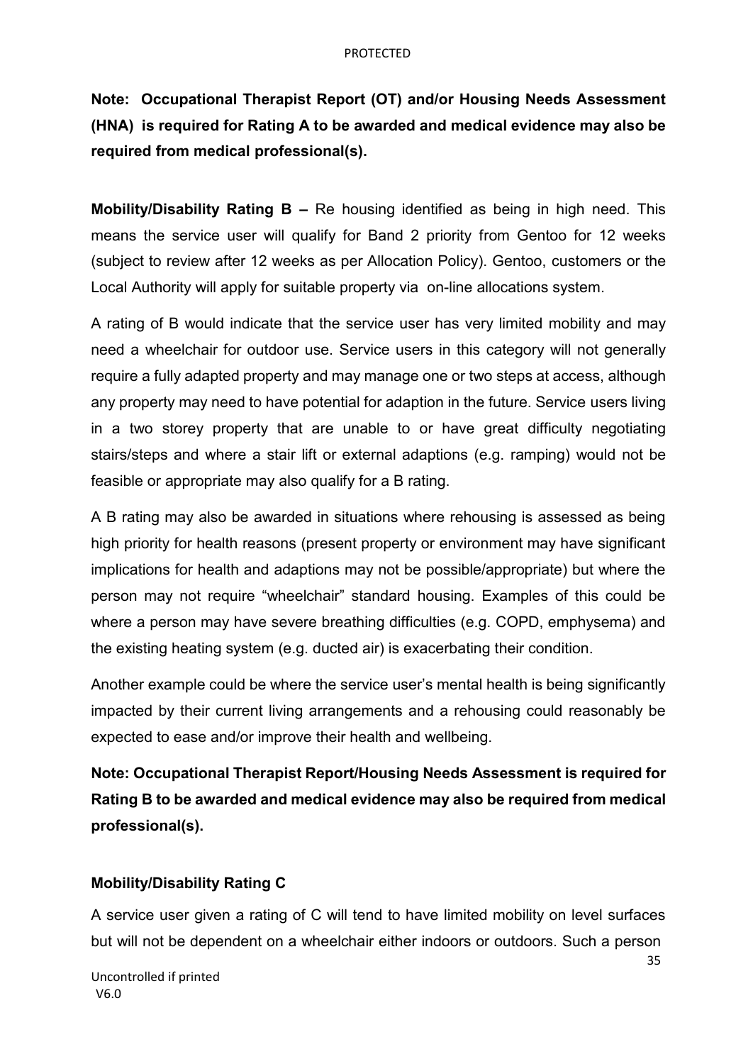**Note: Occupational Therapist Report (OT) and/or Housing Needs Assessment (HNA) is required for Rating A to be awarded and medical evidence may also be required from medical professional(s).**

**Mobility/Disability Rating B –** Re housing identified as being in high need. This means the service user will qualify for Band 2 priority from Gentoo for 12 weeks (subject to review after 12 weeks as per Allocation Policy). Gentoo, customers or the Local Authority will apply for suitable property via on-line allocations system.

A rating of B would indicate that the service user has very limited mobility and may need a wheelchair for outdoor use. Service users in this category will not generally require a fully adapted property and may manage one or two steps at access, although any property may need to have potential for adaption in the future. Service users living in a two storey property that are unable to or have great difficulty negotiating stairs/steps and where a stair lift or external adaptions (e.g. ramping) would not be feasible or appropriate may also qualify for a B rating.

A B rating may also be awarded in situations where rehousing is assessed as being high priority for health reasons (present property or environment may have significant implications for health and adaptions may not be possible/appropriate) but where the person may not require "wheelchair" standard housing. Examples of this could be where a person may have severe breathing difficulties (e.g. COPD, emphysema) and the existing heating system (e.g. ducted air) is exacerbating their condition.

Another example could be where the service user's mental health is being significantly impacted by their current living arrangements and a rehousing could reasonably be expected to ease and/or improve their health and wellbeing.

**Note: Occupational Therapist Report/Housing Needs Assessment is required for Rating B to be awarded and medical evidence may also be required from medical professional(s).**

**Mobility/Disability Rating C**

A service user given a rating of C will tend to have limited mobility on level surfaces but will not be dependent on a wheelchair either indoors or outdoors. Such a person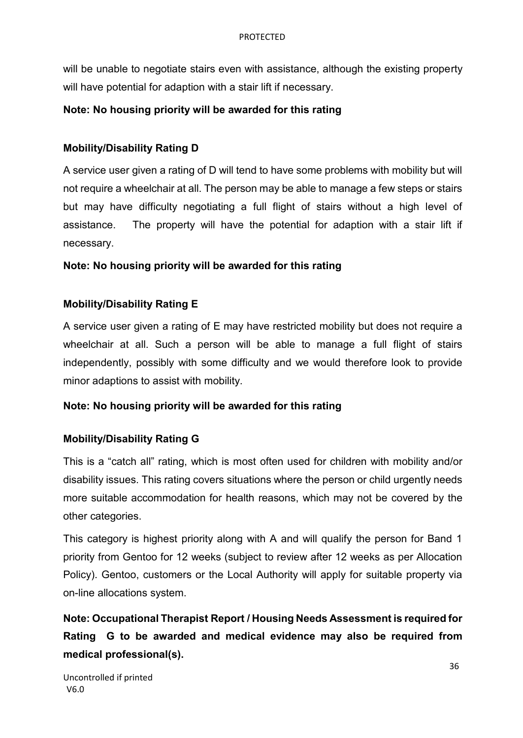will be unable to negotiate stairs even with assistance, although the existing property will have potential for adaption with a stair lift if necessary.

**Note: No housing priority will be awarded for this rating**

**Mobility/Disability Rating D**

A service user given a rating of D will tend to have some problems with mobility but will not require a wheelchair at all. The person may be able to manage a few steps or stairs but may have difficulty negotiating a full flight of stairs without a high level of assistance. The property will have the potential for adaption with a stair lift if necessary.

**Note: No housing priority will be awarded for this rating**

**Mobility/Disability Rating E**

A service user given a rating of E may have restricted mobility but does not require a wheelchair at all. Such a person will be able to manage a full flight of stairs independently, possibly with some difficulty and we would therefore look to provide minor adaptions to assist with mobility.

**Note: No housing priority will be awarded for this rating**

**Mobility/Disability Rating G**

This is a "catch all" rating, which is most often used for children with mobility and/or disability issues. This rating covers situations where the person or child urgently needs more suitable accommodation for health reasons, which may not be covered by the other categories.

This category is highest priority along with A and will qualify the person for Band 1 priority from Gentoo for 12 weeks (subject to review after 12 weeks as per Allocation Policy). Gentoo, customers or the Local Authority will apply for suitable property via on-line allocations system.

**Note: Occupational Therapist Report / Housing Needs Assessment is required for Rating G to be awarded and medical evidence may also be required from medical professional(s).**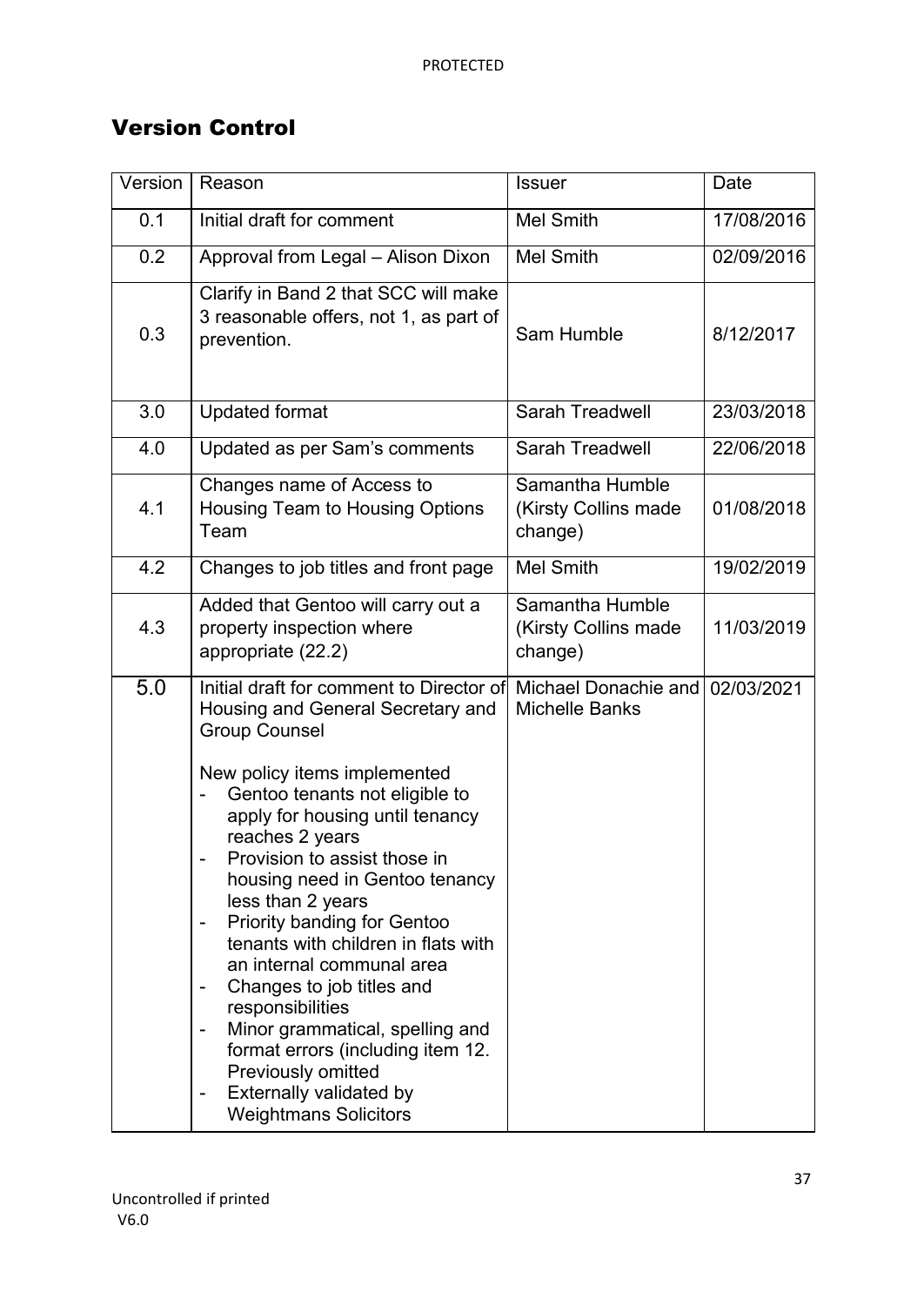## Version Control

| Version | Reason | Issuer | Date |
|---|---|---|---|
| 0.1 | Initial draft for comment | Mel Smith | 17/08/2016 |
| 0.2 | Approval from Legal – Alison Dixon | Mel Smith | 02/09/2016 |
| 0.3 | Clarify in Band 2 that SCC will make 3 reasonable offers, not 1, as part of prevention. | Sam Humble | 8/12/2017 |
| 3.0 | Updated format | Sarah Treadwell | 23/03/2018 |
| 4.0 | Updated as per Sam's comments | Sarah Treadwell | 22/06/2018 |
| 4.1 | Changes name of Access to Housing Team to Housing Options Team | Samantha Humble (Kirsty Collins made change) | 01/08/2018 |
| 4.2 | Changes to job titles and front page | Mel Smith | 19/02/2019 |
| 4.3 | Added that Gentoo will carry out a property inspection where appropriate (22.2) | Samantha Humble (Kirsty Collins made change) | 11/03/2019 |
| 5.0 | Initial draft for comment to Director of Housing and General Secretary and Group Counsel<br><br>New policy items implemented<br>- Gentoo tenants not eligible to apply for housing until tenancy reaches 2 years<br>- Provision to assist those in housing need in Gentoo tenancy less than 2 years<br>- Priority banding for Gentoo tenants with children in flats with an internal communal area<br>- Changes to job titles and responsibilities<br>- Minor grammatical, spelling and format errors (including item 12. Previously omitted<br>- Externally validated by Weightmans Solicitors | Michael Donachie and Michelle Banks | 02/03/2021 |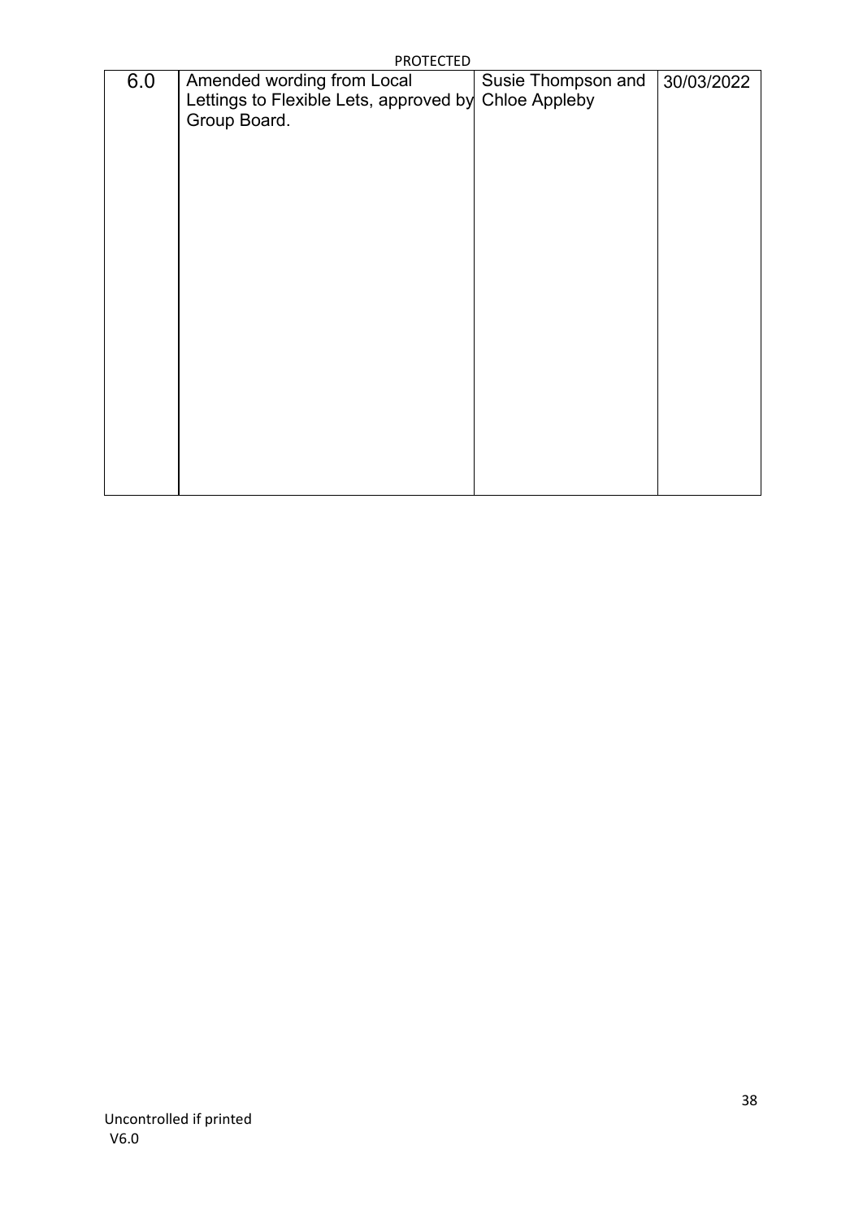| | | | |
|---|---|---|---|
| 6.0 | Amended wording from Local Lettings to Flexible Lets, approved by Group Board. | Susie Thompson and Chloe Appleby | 30/03/2022 |